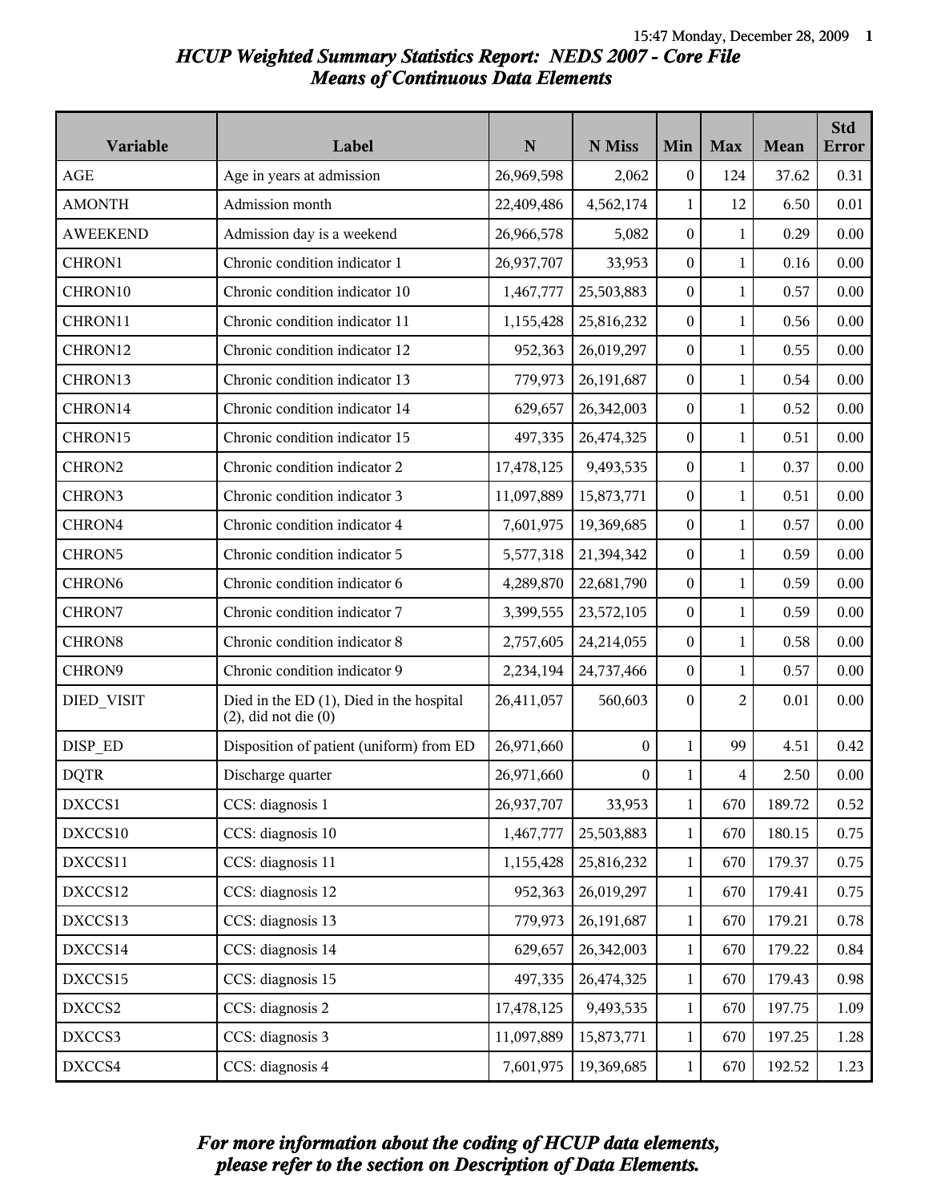# HCUP Weighted Summary Statistics Report: NEDS 2007 - Core File
## Means of Continuous Data Elements

| Variable | Label | N | N Miss | Min | Max | Mean | Std Error |
|---|---|---|---|---|---|---|---|
| AGE | Age in years at admission | 26,969,598 | 2,062 | 0 | 124 | 37.62 | 0.31 |
| AMONTH | Admission month | 22,409,486 | 4,562,174 | 1 | 12 | 6.50 | 0.01 |
| AWEEKEND | Admission day is a weekend | 26,966,578 | 5,082 | 0 | 1 | 0.29 | 0.00 |
| CHRON1 | Chronic condition indicator 1 | 26,937,707 | 33,953 | 0 | 1 | 0.16 | 0.00 |
| CHRON10 | Chronic condition indicator 10 | 1,467,777 | 25,503,883 | 0 | 1 | 0.57 | 0.00 |
| CHRON11 | Chronic condition indicator 11 | 1,155,428 | 25,816,232 | 0 | 1 | 0.56 | 0.00 |
| CHRON12 | Chronic condition indicator 12 | 952,363 | 26,019,297 | 0 | 1 | 0.55 | 0.00 |
| CHRON13 | Chronic condition indicator 13 | 779,973 | 26,191,687 | 0 | 1 | 0.54 | 0.00 |
| CHRON14 | Chronic condition indicator 14 | 629,657 | 26,342,003 | 0 | 1 | 0.52 | 0.00 |
| CHRON15 | Chronic condition indicator 15 | 497,335 | 26,474,325 | 0 | 1 | 0.51 | 0.00 |
| CHRON2 | Chronic condition indicator 2 | 17,478,125 | 9,493,535 | 0 | 1 | 0.37 | 0.00 |
| CHRON3 | Chronic condition indicator 3 | 11,097,889 | 15,873,771 | 0 | 1 | 0.51 | 0.00 |
| CHRON4 | Chronic condition indicator 4 | 7,601,975 | 19,369,685 | 0 | 1 | 0.57 | 0.00 |
| CHRON5 | Chronic condition indicator 5 | 5,577,318 | 21,394,342 | 0 | 1 | 0.59 | 0.00 |
| CHRON6 | Chronic condition indicator 6 | 4,289,870 | 22,681,790 | 0 | 1 | 0.59 | 0.00 |
| CHRON7 | Chronic condition indicator 7 | 3,399,555 | 23,572,105 | 0 | 1 | 0.59 | 0.00 |
| CHRON8 | Chronic condition indicator 8 | 2,757,605 | 24,214,055 | 0 | 1 | 0.58 | 0.00 |
| CHRON9 | Chronic condition indicator 9 | 2,234,194 | 24,737,466 | 0 | 1 | 0.57 | 0.00 |
| DIED_VISIT | Died in the ED (1), Died in the hospital (2), did not die (0) | 26,411,057 | 560,603 | 0 | 2 | 0.01 | 0.00 |
| DISP_ED | Disposition of patient (uniform) from ED | 26,971,660 | 0 | 1 | 99 | 4.51 | 0.42 |
| DQTR | Discharge quarter | 26,971,660 | 0 | 1 | 4 | 2.50 | 0.00 |
| DXCCS1 | CCS: diagnosis 1 | 26,937,707 | 33,953 | 1 | 670 | 189.72 | 0.52 |
| DXCCS10 | CCS: diagnosis 10 | 1,467,777 | 25,503,883 | 1 | 670 | 180.15 | 0.75 |
| DXCCS11 | CCS: diagnosis 11 | 1,155,428 | 25,816,232 | 1 | 670 | 179.37 | 0.75 |
| DXCCS12 | CCS: diagnosis 12 | 952,363 | 26,019,297 | 1 | 670 | 179.41 | 0.75 |
| DXCCS13 | CCS: diagnosis 13 | 779,973 | 26,191,687 | 1 | 670 | 179.21 | 0.78 |
| DXCCS14 | CCS: diagnosis 14 | 629,657 | 26,342,003 | 1 | 670 | 179.22 | 0.84 |
| DXCCS15 | CCS: diagnosis 15 | 497,335 | 26,474,325 | 1 | 670 | 179.43 | 0.98 |
| DXCCS2 | CCS: diagnosis 2 | 17,478,125 | 9,493,535 | 1 | 670 | 197.75 | 1.09 |
| DXCCS3 | CCS: diagnosis 3 | 11,097,889 | 15,873,771 | 1 | 670 | 197.25 | 1.28 |
| DXCCS4 | CCS: diagnosis 4 | 7,601,975 | 19,369,685 | 1 | 670 | 192.52 | 1.23 |

***For more information about the coding of HCUP data elements, please refer to the section on Description of Data Elements.***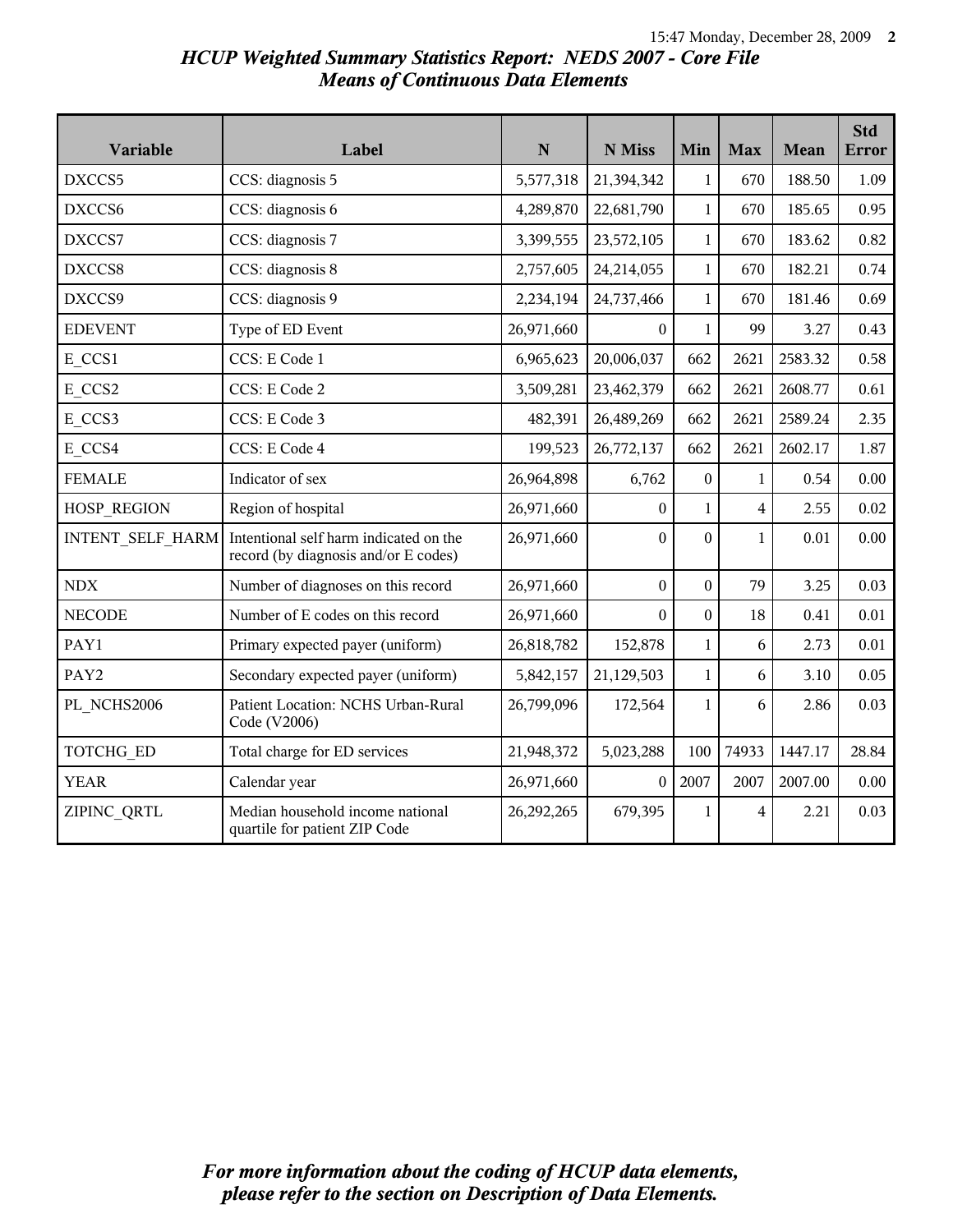## *HCUP Weighted Summary Statistics Report: NEDS 2007 - Core File*
## *Means of Continuous Data Elements*

| Variable | Label | N | N Miss | Min | Max | Mean | Std Error |
|---|---|---|---|---|---|---|---|
| DXCCS5 | CCS: diagnosis 5 | 5,577,318 | 21,394,342 | 1 | 670 | 188.50 | 1.09 |
| DXCCS6 | CCS: diagnosis 6 | 4,289,870 | 22,681,790 | 1 | 670 | 185.65 | 0.95 |
| DXCCS7 | CCS: diagnosis 7 | 3,399,555 | 23,572,105 | 1 | 670 | 183.62 | 0.82 |
| DXCCS8 | CCS: diagnosis 8 | 2,757,605 | 24,214,055 | 1 | 670 | 182.21 | 0.74 |
| DXCCS9 | CCS: diagnosis 9 | 2,234,194 | 24,737,466 | 1 | 670 | 181.46 | 0.69 |
| EDEVENT | Type of ED Event | 26,971,660 | 0 | 1 | 99 | 3.27 | 0.43 |
| E_CCS1 | CCS: E Code 1 | 6,965,623 | 20,006,037 | 662 | 2621 | 2583.32 | 0.58 |
| E_CCS2 | CCS: E Code 2 | 3,509,281 | 23,462,379 | 662 | 2621 | 2608.77 | 0.61 |
| E_CCS3 | CCS: E Code 3 | 482,391 | 26,489,269 | 662 | 2621 | 2589.24 | 2.35 |
| E_CCS4 | CCS: E Code 4 | 199,523 | 26,772,137 | 662 | 2621 | 2602.17 | 1.87 |
| FEMALE | Indicator of sex | 26,964,898 | 6,762 | 0 | 1 | 0.54 | 0.00 |
| HOSP_REGION | Region of hospital | 26,971,660 | 0 | 1 | 4 | 2.55 | 0.02 |
| INTENT_SELF_HARM | Intentional self harm indicated on the record (by diagnosis and/or E codes) | 26,971,660 | 0 | 0 | 1 | 0.01 | 0.00 |
| NDX | Number of diagnoses on this record | 26,971,660 | 0 | 0 | 79 | 3.25 | 0.03 |
| NECODE | Number of E codes on this record | 26,971,660 | 0 | 0 | 18 | 0.41 | 0.01 |
| PAY1 | Primary expected payer (uniform) | 26,818,782 | 152,878 | 1 | 6 | 2.73 | 0.01 |
| PAY2 | Secondary expected payer (uniform) | 5,842,157 | 21,129,503 | 1 | 6 | 3.10 | 0.05 |
| PL_NCHS2006 | Patient Location: NCHS Urban-Rural Code (V2006) | 26,799,096 | 172,564 | 1 | 6 | 2.86 | 0.03 |
| TOTCHG_ED | Total charge for ED services | 21,948,372 | 5,023,288 | 100 | 74933 | 1447.17 | 28.84 |
| YEAR | Calendar year | 26,971,660 | 0 | 2007 | 2007 | 2007.00 | 0.00 |
| ZIPINC_QRTL | Median household income national quartile for patient ZIP Code | 26,292,265 | 679,395 | 1 | 4 | 2.21 | 0.03 |

*For more information about the coding of HCUP data elements, please refer to the section on Description of Data Elements.*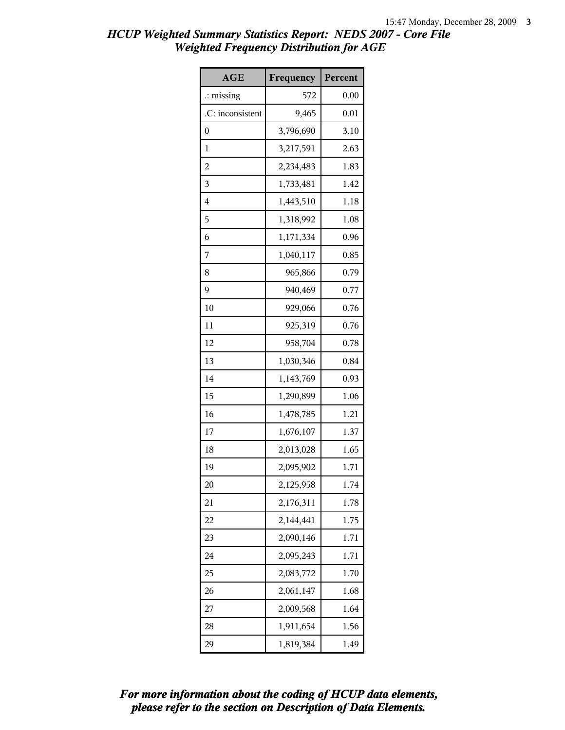# HCUP Weighted Summary Statistics Report: NEDS 2007 - Core File
## Weighted Frequency Distribution for AGE

| AGE | Frequency | Percent |
|---|---|---|
| .: missing | 572 | 0.00 |
| .C: inconsistent | 9,465 | 0.01 |
| 0 | 3,796,690 | 3.10 |
| 1 | 3,217,591 | 2.63 |
| 2 | 2,234,483 | 1.83 |
| 3 | 1,733,481 | 1.42 |
| 4 | 1,443,510 | 1.18 |
| 5 | 1,318,992 | 1.08 |
| 6 | 1,171,334 | 0.96 |
| 7 | 1,040,117 | 0.85 |
| 8 | 965,866 | 0.79 |
| 9 | 940,469 | 0.77 |
| 10 | 929,066 | 0.76 |
| 11 | 925,319 | 0.76 |
| 12 | 958,704 | 0.78 |
| 13 | 1,030,346 | 0.84 |
| 14 | 1,143,769 | 0.93 |
| 15 | 1,290,899 | 1.06 |
| 16 | 1,478,785 | 1.21 |
| 17 | 1,676,107 | 1.37 |
| 18 | 2,013,028 | 1.65 |
| 19 | 2,095,902 | 1.71 |
| 20 | 2,125,958 | 1.74 |
| 21 | 2,176,311 | 1.78 |
| 22 | 2,144,441 | 1.75 |
| 23 | 2,090,146 | 1.71 |
| 24 | 2,095,243 | 1.71 |
| 25 | 2,083,772 | 1.70 |
| 26 | 2,061,147 | 1.68 |
| 27 | 2,009,568 | 1.64 |
| 28 | 1,911,654 | 1.56 |
| 29 | 1,819,384 | 1.49 |

*For more information about the coding of HCUP data elements, please refer to the section on Description of Data Elements.*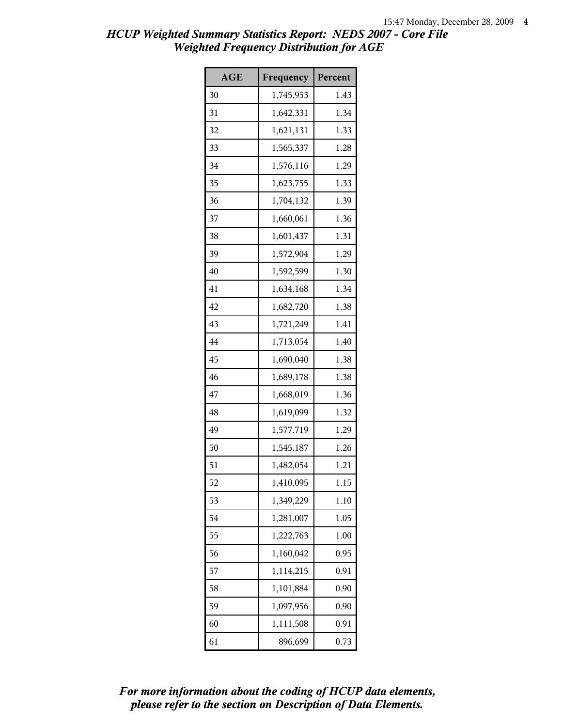# HCUP Weighted Summary Statistics Report: NEDS 2007 - Core File
## Weighted Frequency Distribution for AGE

| AGE | Frequency | Percent |
|---|---|---|
| 30 | 1,745,953 | 1.43 |
| 31 | 1,642,331 | 1.34 |
| 32 | 1,621,131 | 1.33 |
| 33 | 1,565,337 | 1.28 |
| 34 | 1,576,116 | 1.29 |
| 35 | 1,623,755 | 1.33 |
| 36 | 1,704,132 | 1.39 |
| 37 | 1,660,061 | 1.36 |
| 38 | 1,601,437 | 1.31 |
| 39 | 1,572,904 | 1.29 |
| 40 | 1,592,599 | 1.30 |
| 41 | 1,634,168 | 1.34 |
| 42 | 1,682,720 | 1.38 |
| 43 | 1,721,249 | 1.41 |
| 44 | 1,713,054 | 1.40 |
| 45 | 1,690,040 | 1.38 |
| 46 | 1,689,178 | 1.38 |
| 47 | 1,668,019 | 1.36 |
| 48 | 1,619,099 | 1.32 |
| 49 | 1,577,719 | 1.29 |
| 50 | 1,545,187 | 1.26 |
| 51 | 1,482,054 | 1.21 |
| 52 | 1,410,095 | 1.15 |
| 53 | 1,349,229 | 1.10 |
| 54 | 1,281,007 | 1.05 |
| 55 | 1,222,763 | 1.00 |
| 56 | 1,160,042 | 0.95 |
| 57 | 1,114,215 | 0.91 |
| 58 | 1,101,884 | 0.90 |
| 59 | 1,097,956 | 0.90 |
| 60 | 1,111,508 | 0.91 |
| 61 | 896,699 | 0.73 |

*For more information about the coding of HCUP data elements, please refer to the section on Description of Data Elements.*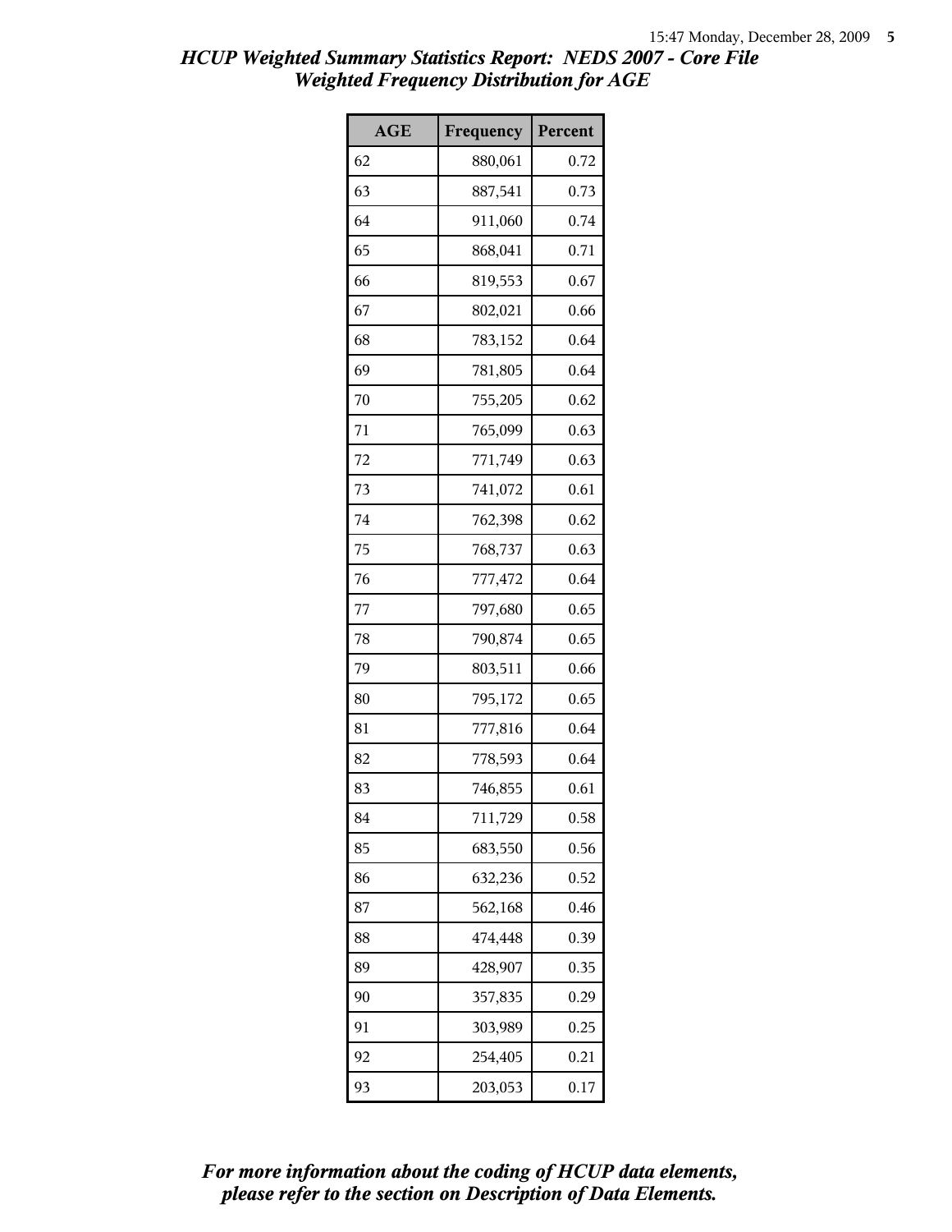# HCUP Weighted Summary Statistics Report: NEDS 2007 - Core File
## Weighted Frequency Distribution for AGE

| AGE | Frequency | Percent |
|---|---|---|
| 62 | 880,061 | 0.72 |
| 63 | 887,541 | 0.73 |
| 64 | 911,060 | 0.74 |
| 65 | 868,041 | 0.71 |
| 66 | 819,553 | 0.67 |
| 67 | 802,021 | 0.66 |
| 68 | 783,152 | 0.64 |
| 69 | 781,805 | 0.64 |
| 70 | 755,205 | 0.62 |
| 71 | 765,099 | 0.63 |
| 72 | 771,749 | 0.63 |
| 73 | 741,072 | 0.61 |
| 74 | 762,398 | 0.62 |
| 75 | 768,737 | 0.63 |
| 76 | 777,472 | 0.64 |
| 77 | 797,680 | 0.65 |
| 78 | 790,874 | 0.65 |
| 79 | 803,511 | 0.66 |
| 80 | 795,172 | 0.65 |
| 81 | 777,816 | 0.64 |
| 82 | 778,593 | 0.64 |
| 83 | 746,855 | 0.61 |
| 84 | 711,729 | 0.58 |
| 85 | 683,550 | 0.56 |
| 86 | 632,236 | 0.52 |
| 87 | 562,168 | 0.46 |
| 88 | 474,448 | 0.39 |
| 89 | 428,907 | 0.35 |
| 90 | 357,835 | 0.29 |
| 91 | 303,989 | 0.25 |
| 92 | 254,405 | 0.21 |
| 93 | 203,053 | 0.17 |

*For more information about the coding of HCUP data elements, please refer to the section on Description of Data Elements.*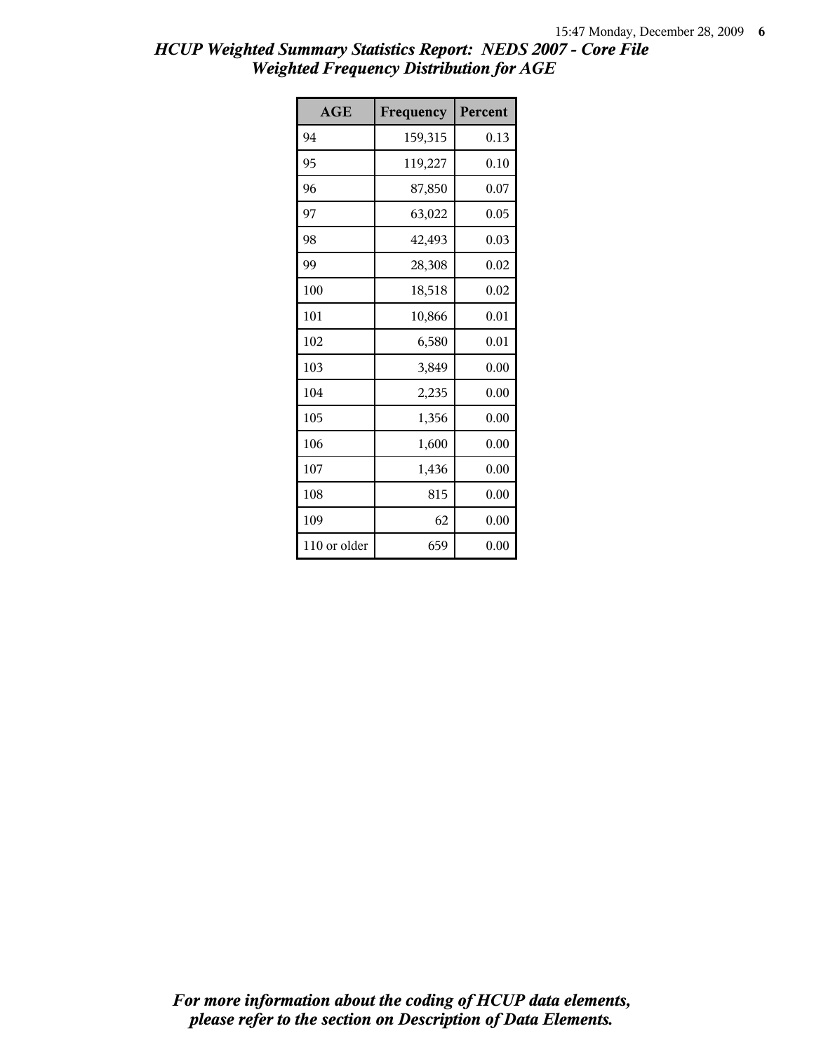# HCUP Weighted Summary Statistics Report: NEDS 2007 - Core File
## Weighted Frequency Distribution for AGE

| AGE | Frequency | Percent |
|---|---|---|
| 94 | 159,315 | 0.13 |
| 95 | 119,227 | 0.10 |
| 96 | 87,850 | 0.07 |
| 97 | 63,022 | 0.05 |
| 98 | 42,493 | 0.03 |
| 99 | 28,308 | 0.02 |
| 100 | 18,518 | 0.02 |
| 101 | 10,866 | 0.01 |
| 102 | 6,580 | 0.01 |
| 103 | 3,849 | 0.00 |
| 104 | 2,235 | 0.00 |
| 105 | 1,356 | 0.00 |
| 106 | 1,600 | 0.00 |
| 107 | 1,436 | 0.00 |
| 108 | 815 | 0.00 |
| 109 | 62 | 0.00 |
| 110 or older | 659 | 0.00 |

*For more information about the coding of HCUP data elements, please refer to the section on Description of Data Elements.*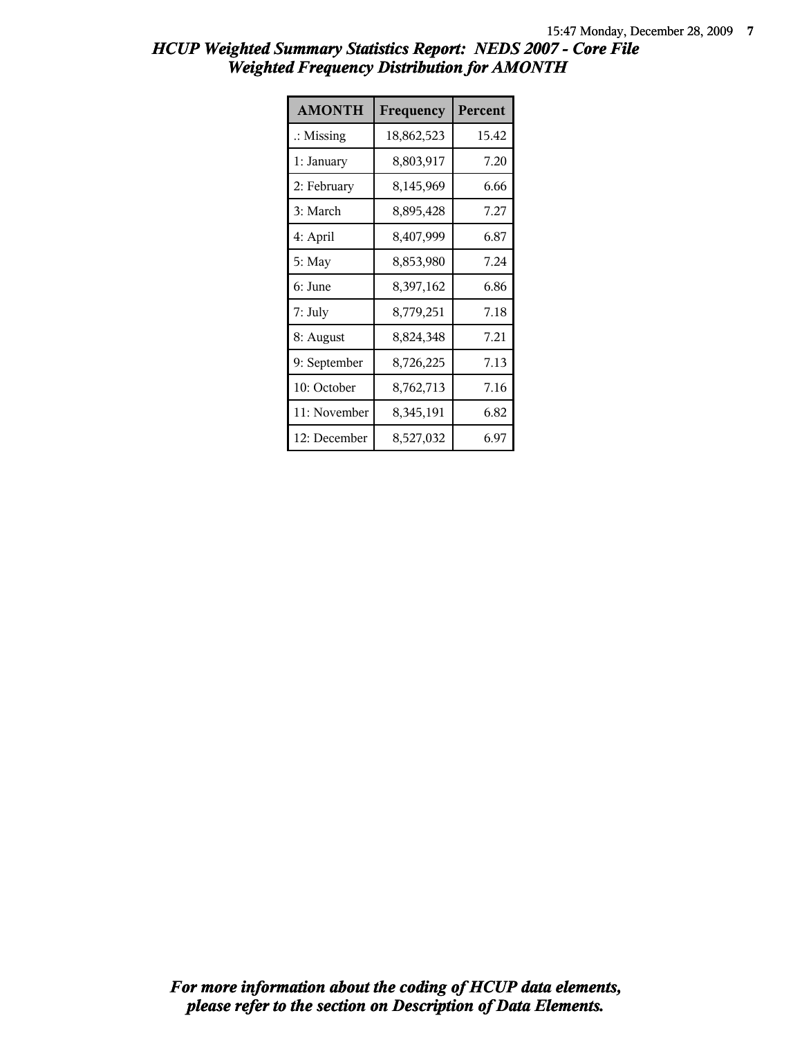# *HCUP Weighted Summary Statistics Report: NEDS 2007 - Core File*
## *Weighted Frequency Distribution for AMONTH*

| AMONTH | Frequency | Percent |
|---|---|---|
| .: Missing | 18,862,523 | 15.42 |
| 1: January | 8,803,917 | 7.20 |
| 2: February | 8,145,969 | 6.66 |
| 3: March | 8,895,428 | 7.27 |
| 4: April | 8,407,999 | 6.87 |
| 5: May | 8,853,980 | 7.24 |
| 6: June | 8,397,162 | 6.86 |
| 7: July | 8,779,251 | 7.18 |
| 8: August | 8,824,348 | 7.21 |
| 9: September | 8,726,225 | 7.13 |
| 10: October | 8,762,713 | 7.16 |
| 11: November | 8,345,191 | 6.82 |
| 12: December | 8,527,032 | 6.97 |

***For more information about the coding of HCUP data elements, please refer to the section on Description of Data Elements.***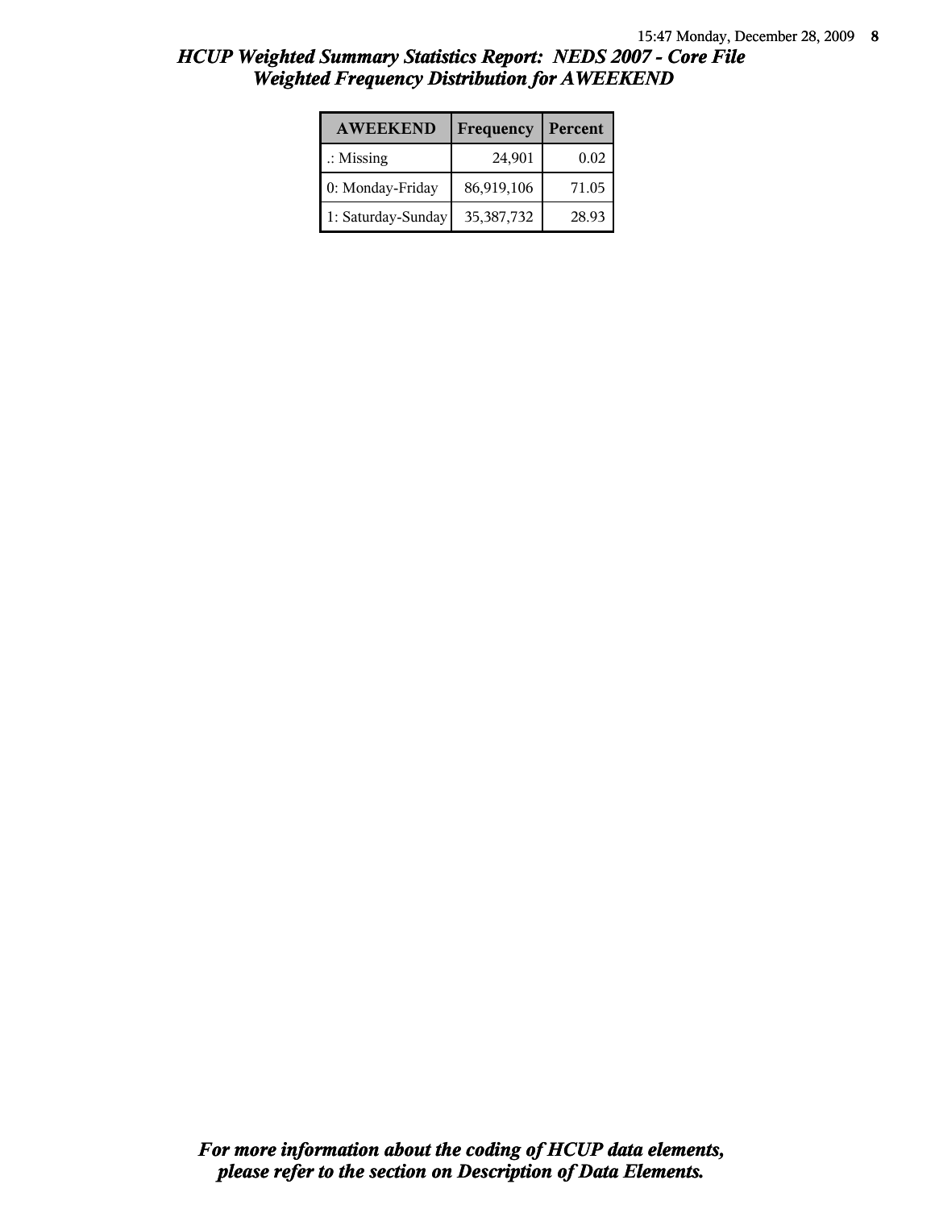## *HCUP Weighted Summary Statistics Report: NEDS 2007 - Core File*
## *Weighted Frequency Distribution for AWEEKEND*

| AWEEKEND | Frequency | Percent |
|---|---|---|
| .: Missing | 24,901 | 0.02 |
| 0: Monday-Friday | 86,919,106 | 71.05 |
| 1: Saturday-Sunday | 35,387,732 | 28.93 |

***For more information about the coding of HCUP data elements, please refer to the section on Description of Data Elements.***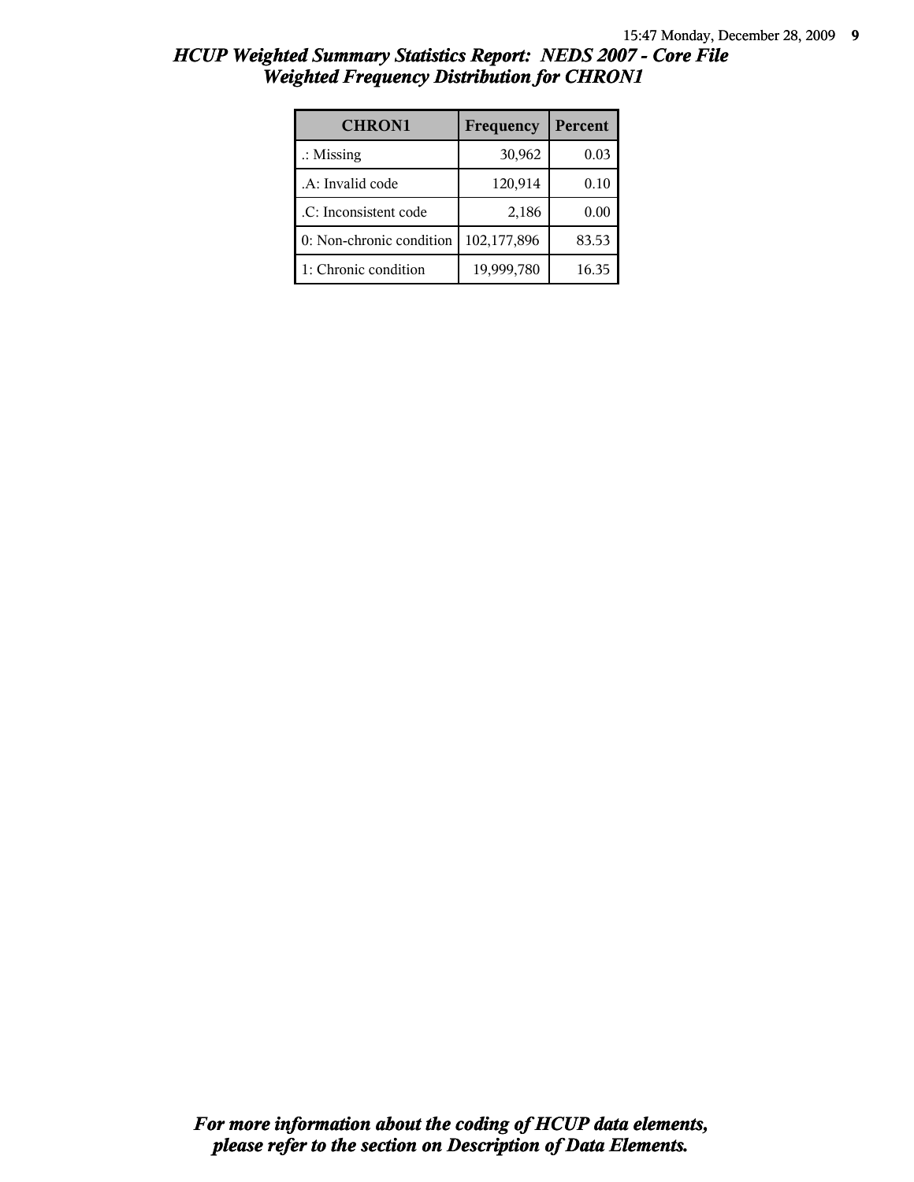# HCUP Weighted Summary Statistics Report: NEDS 2007 - Core File
## Weighted Frequency Distribution for CHRON1

| CHRON1 | Frequency | Percent |
|---|---|---|
| .: Missing | 30,962 | 0.03 |
| .A: Invalid code | 120,914 | 0.10 |
| .C: Inconsistent code | 2,186 | 0.00 |
| 0: Non-chronic condition | 102,177,896 | 83.53 |
| 1: Chronic condition | 19,999,780 | 16.35 |

***For more information about the coding of HCUP data elements, please refer to the section on Description of Data Elements.***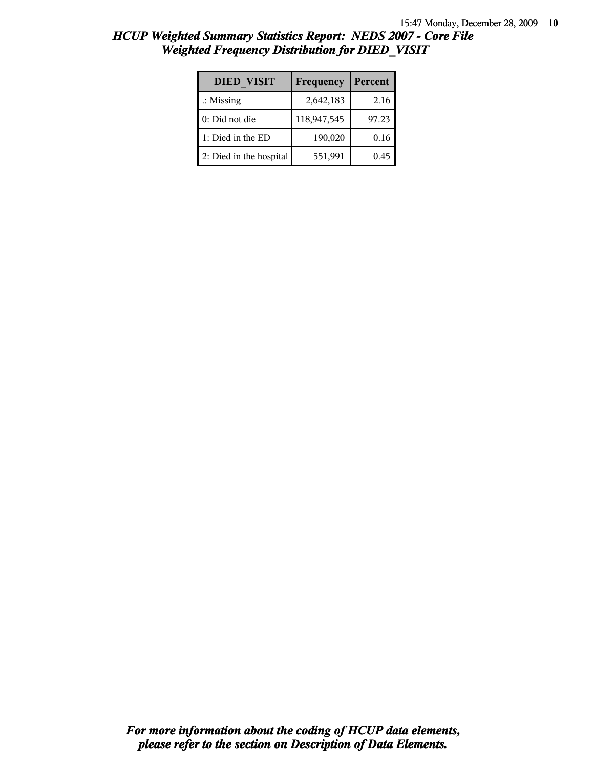## HCUP Weighted Summary Statistics Report: NEDS 2007 - Core File
## Weighted Frequency Distribution for DIED_VISIT

| DIED_VISIT | Frequency | Percent |
|---|---|---|
| .: Missing | 2,642,183 | 2.16 |
| 0: Did not die | 118,947,545 | 97.23 |
| 1: Died in the ED | 190,020 | 0.16 |
| 2: Died in the hospital | 551,991 | 0.45 |

*For more information about the coding of HCUP data elements, please refer to the section on Description of Data Elements.*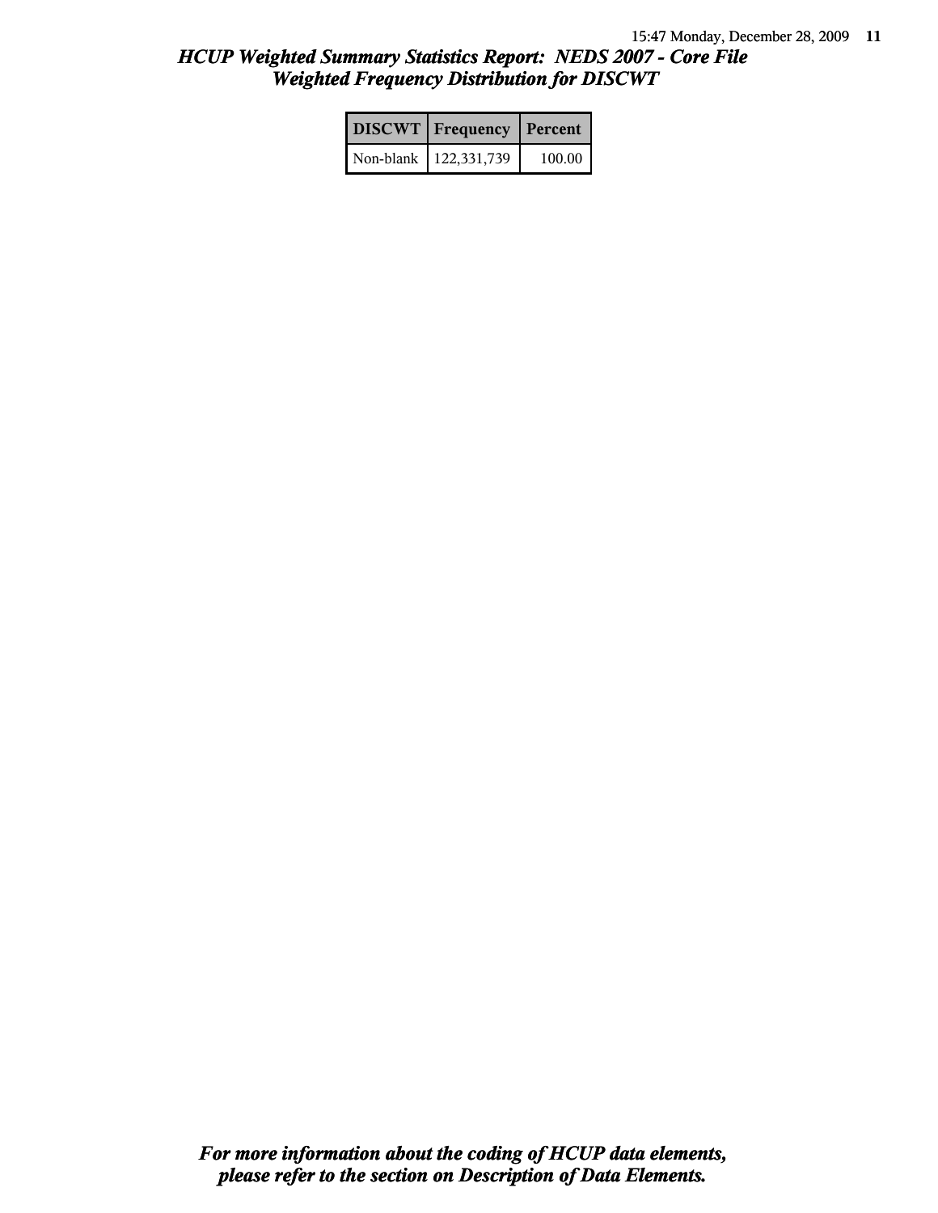## *HCUP Weighted Summary Statistics Report: NEDS 2007 - Core File*
## *Weighted Frequency Distribution for DISCWT*

| DISCWT | Frequency | Percent |
|---|---|---|
| Non-blank | 122,331,739 | 100.00 |

***For more information about the coding of HCUP data elements, please refer to the section on Description of Data Elements.***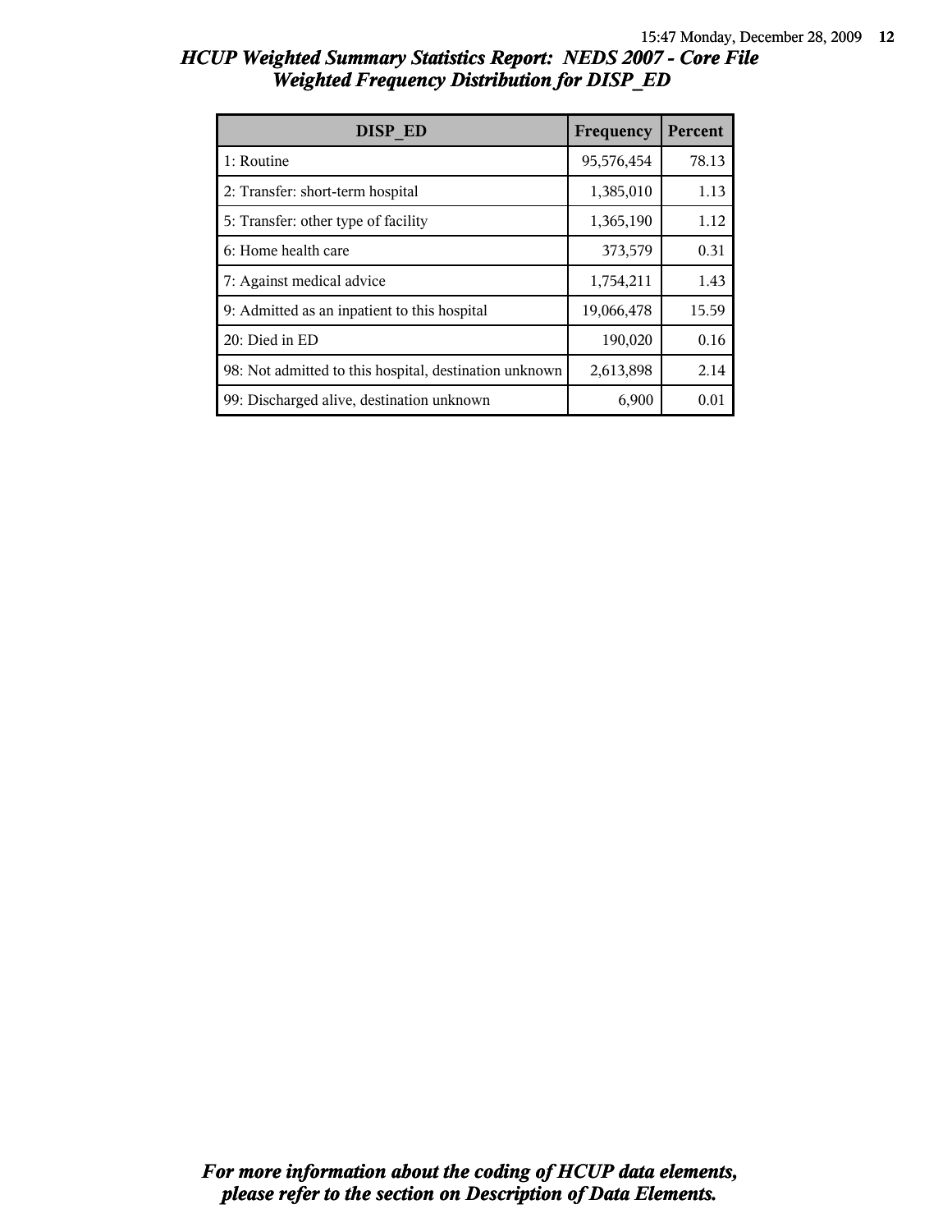# HCUP Weighted Summary Statistics Report: NEDS 2007 - Core File
## Weighted Frequency Distribution for DISP_ED

| DISP_ED | Frequency | Percent |
|---|---|---|
| 1: Routine | 95,576,454 | 78.13 |
| 2: Transfer: short-term hospital | 1,385,010 | 1.13 |
| 5: Transfer: other type of facility | 1,365,190 | 1.12 |
| 6: Home health care | 373,579 | 0.31 |
| 7: Against medical advice | 1,754,211 | 1.43 |
| 9: Admitted as an inpatient to this hospital | 19,066,478 | 15.59 |
| 20: Died in ED | 190,020 | 0.16 |
| 98: Not admitted to this hospital, destination unknown | 2,613,898 | 2.14 |
| 99: Discharged alive, destination unknown | 6,900 | 0.01 |

*For more information about the coding of HCUP data elements, please refer to the section on Description of Data Elements.*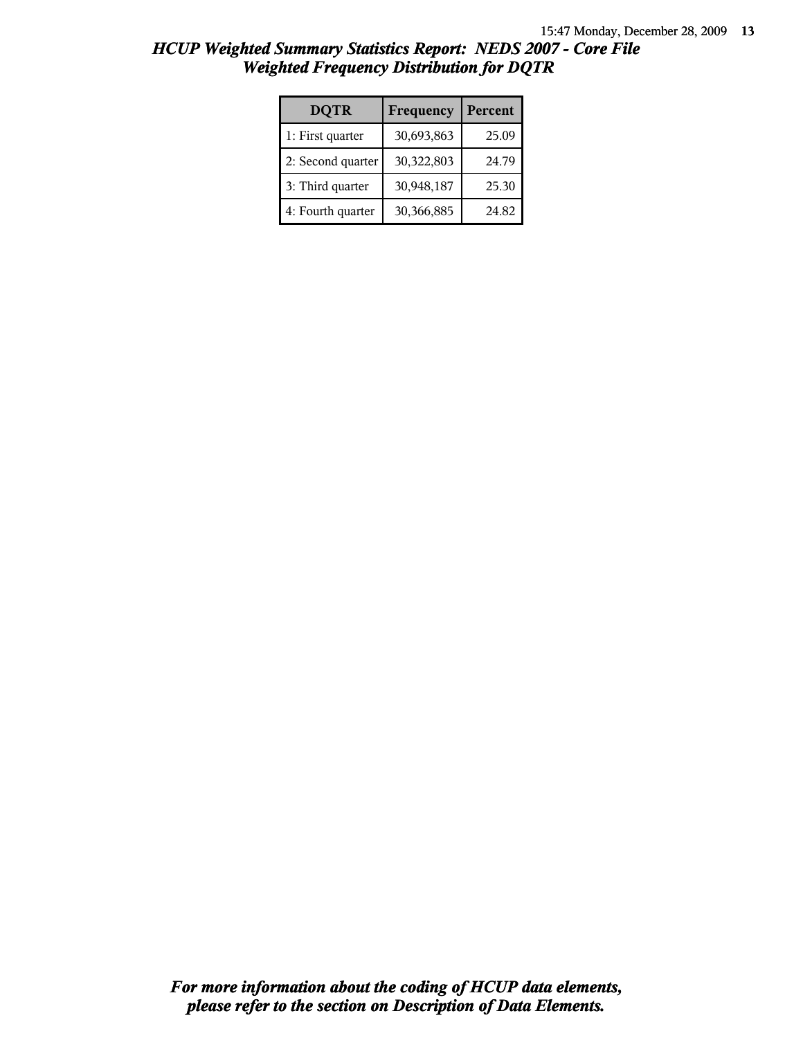# HCUP Weighted Summary Statistics Report: NEDS 2007 - Core File
## Weighted Frequency Distribution for DQTR

| DQTR | Frequency | Percent |
|---|---|---|
| 1: First quarter | 30,693,863 | 25.09 |
| 2: Second quarter | 30,322,803 | 24.79 |
| 3: Third quarter | 30,948,187 | 25.30 |
| 4: Fourth quarter | 30,366,885 | 24.82 |

***For more information about the coding of HCUP data elements, please refer to the section on Description of Data Elements.***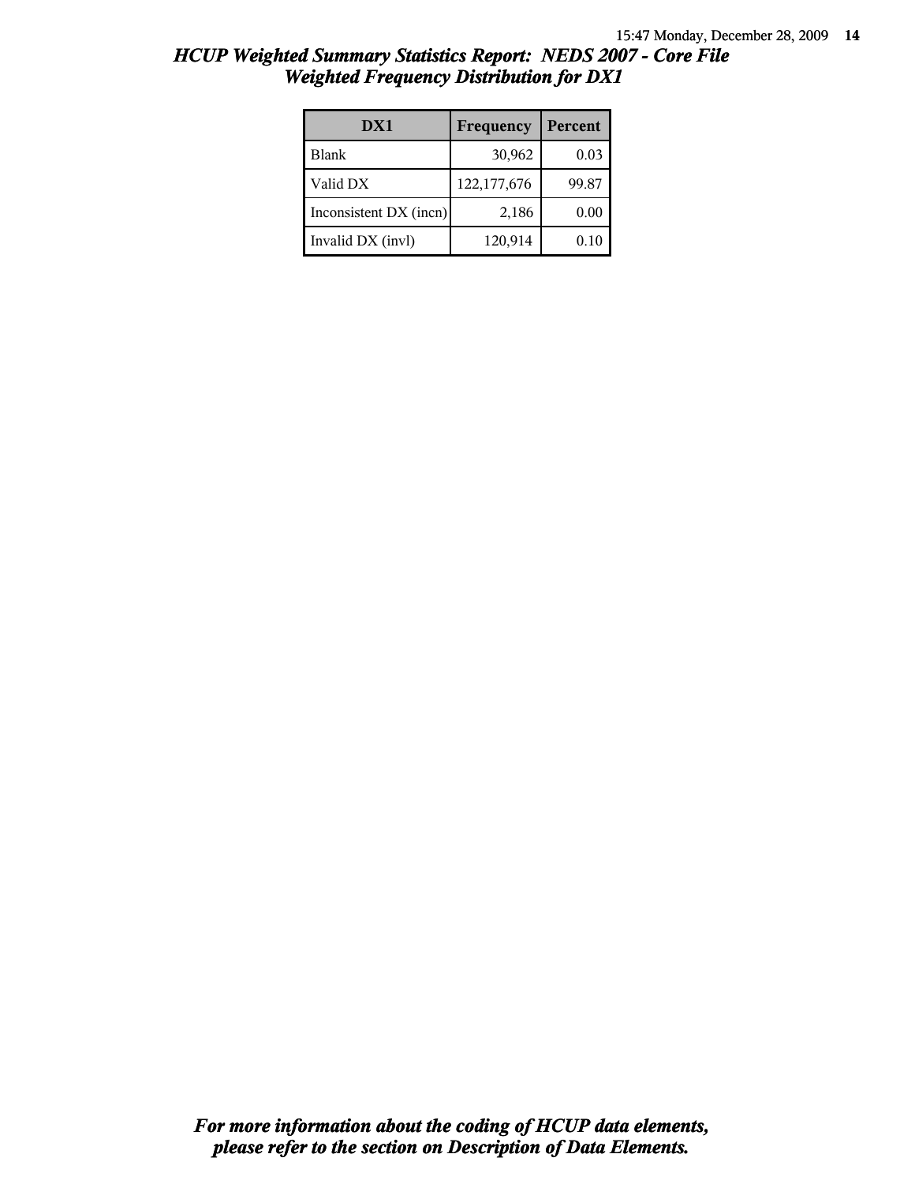# HCUP Weighted Summary Statistics Report: NEDS 2007 - Core File
## Weighted Frequency Distribution for DX1

| DX1 | Frequency | Percent |
|---|---|---|
| Blank | 30,962 | 0.03 |
| Valid DX | 122,177,676 | 99.87 |
| Inconsistent DX (incn) | 2,186 | 0.00 |
| Invalid DX (invl) | 120,914 | 0.10 |

*For more information about the coding of HCUP data elements, please refer to the section on Description of Data Elements.*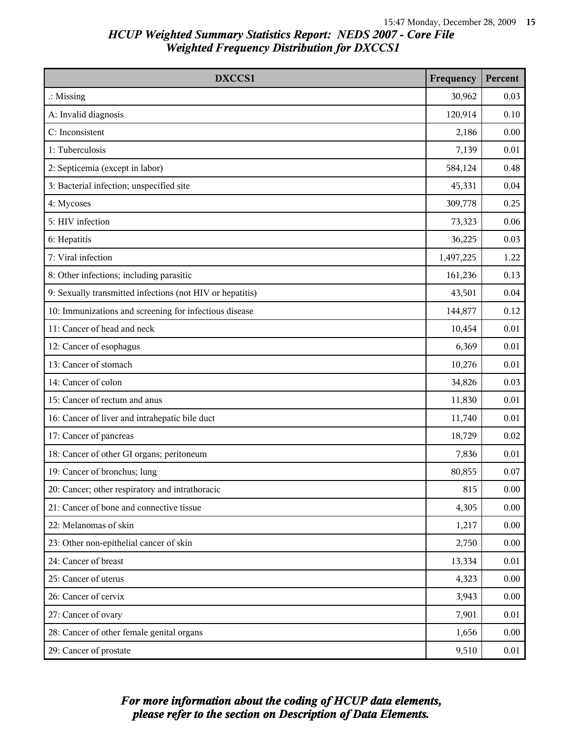# HCUP Weighted Summary Statistics Report: NEDS 2007 - Core File
## Weighted Frequency Distribution for DXCCS1

| DXCCS1 | Frequency | Percent |
|---|---|---|
| .: Missing | 30,962 | 0.03 |
| A: Invalid diagnosis | 120,914 | 0.10 |
| C: Inconsistent | 2,186 | 0.00 |
| 1: Tuberculosis | 7,139 | 0.01 |
| 2: Septicemia (except in labor) | 584,124 | 0.48 |
| 3: Bacterial infection; unspecified site | 45,331 | 0.04 |
| 4: Mycoses | 309,778 | 0.25 |
| 5: HIV infection | 73,323 | 0.06 |
| 6: Hepatitis | 36,225 | 0.03 |
| 7: Viral infection | 1,497,225 | 1.22 |
| 8: Other infections; including parasitic | 161,236 | 0.13 |
| 9: Sexually transmitted infections (not HIV or hepatitis) | 43,501 | 0.04 |
| 10: Immunizations and screening for infectious disease | 144,877 | 0.12 |
| 11: Cancer of head and neck | 10,454 | 0.01 |
| 12: Cancer of esophagus | 6,369 | 0.01 |
| 13: Cancer of stomach | 10,276 | 0.01 |
| 14: Cancer of colon | 34,826 | 0.03 |
| 15: Cancer of rectum and anus | 11,830 | 0.01 |
| 16: Cancer of liver and intrahepatic bile duct | 11,740 | 0.01 |
| 17: Cancer of pancreas | 18,729 | 0.02 |
| 18: Cancer of other GI organs; peritoneum | 7,836 | 0.01 |
| 19: Cancer of bronchus; lung | 80,855 | 0.07 |
| 20: Cancer; other respiratory and intrathoracic | 815 | 0.00 |
| 21: Cancer of bone and connective tissue | 4,305 | 0.00 |
| 22: Melanomas of skin | 1,217 | 0.00 |
| 23: Other non-epithelial cancer of skin | 2,750 | 0.00 |
| 24: Cancer of breast | 13,334 | 0.01 |
| 25: Cancer of uterus | 4,323 | 0.00 |
| 26: Cancer of cervix | 3,943 | 0.00 |
| 27: Cancer of ovary | 7,901 | 0.01 |
| 28: Cancer of other female genital organs | 1,656 | 0.00 |
| 29: Cancer of prostate | 9,510 | 0.01 |

*For more information about the coding of HCUP data elements, please refer to the section on Description of Data Elements.*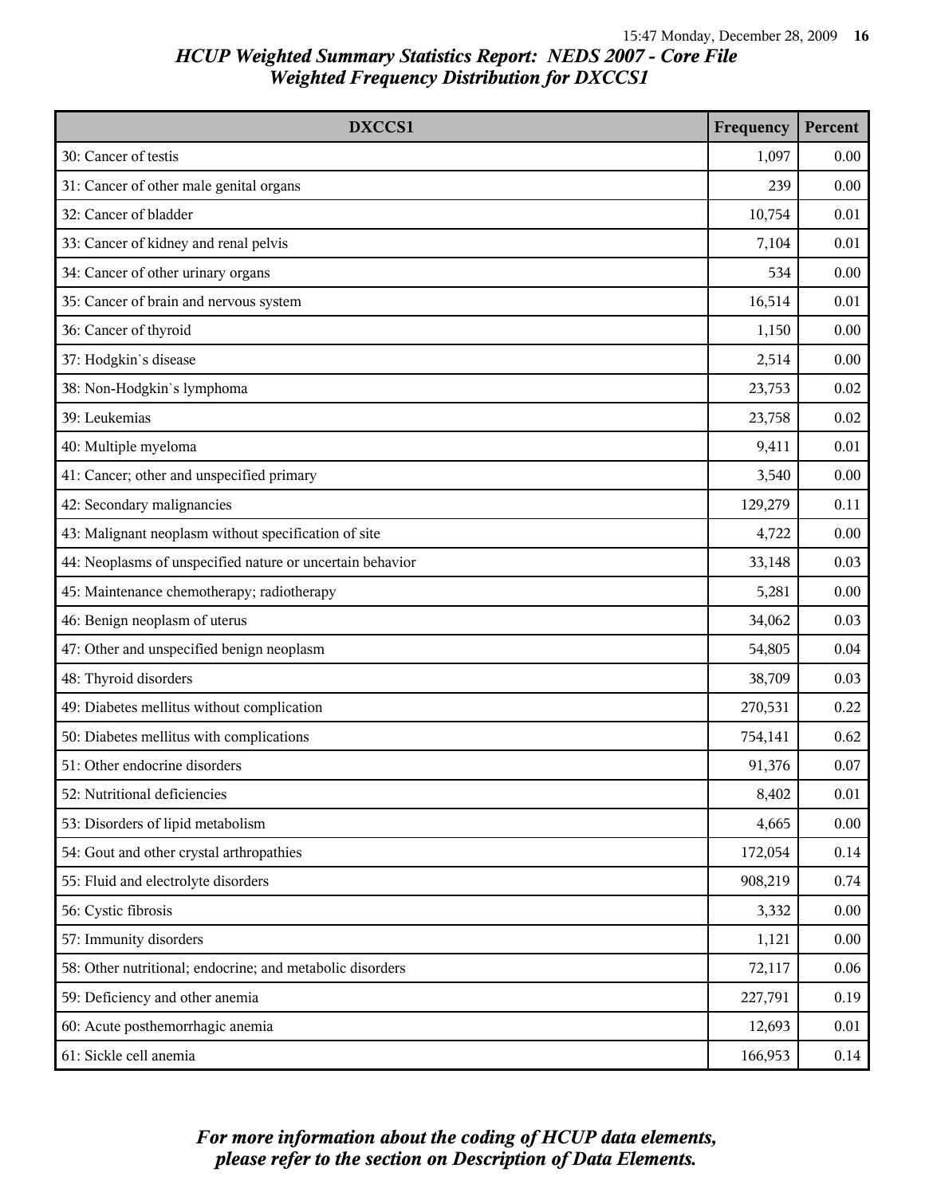# HCUP Weighted Summary Statistics Report: NEDS 2007 - Core File
## Weighted Frequency Distribution for DXCCS1

| DXCCS1 | Frequency | Percent |
|---|---|---|
| 30: Cancer of testis | 1,097 | 0.00 |
| 31: Cancer of other male genital organs | 239 | 0.00 |
| 32: Cancer of bladder | 10,754 | 0.01 |
| 33: Cancer of kidney and renal pelvis | 7,104 | 0.01 |
| 34: Cancer of other urinary organs | 534 | 0.00 |
| 35: Cancer of brain and nervous system | 16,514 | 0.01 |
| 36: Cancer of thyroid | 1,150 | 0.00 |
| 37: Hodgkin`s disease | 2,514 | 0.00 |
| 38: Non-Hodgkin`s lymphoma | 23,753 | 0.02 |
| 39: Leukemias | 23,758 | 0.02 |
| 40: Multiple myeloma | 9,411 | 0.01 |
| 41: Cancer; other and unspecified primary | 3,540 | 0.00 |
| 42: Secondary malignancies | 129,279 | 0.11 |
| 43: Malignant neoplasm without specification of site | 4,722 | 0.00 |
| 44: Neoplasms of unspecified nature or uncertain behavior | 33,148 | 0.03 |
| 45: Maintenance chemotherapy; radiotherapy | 5,281 | 0.00 |
| 46: Benign neoplasm of uterus | 34,062 | 0.03 |
| 47: Other and unspecified benign neoplasm | 54,805 | 0.04 |
| 48: Thyroid disorders | 38,709 | 0.03 |
| 49: Diabetes mellitus without complication | 270,531 | 0.22 |
| 50: Diabetes mellitus with complications | 754,141 | 0.62 |
| 51: Other endocrine disorders | 91,376 | 0.07 |
| 52: Nutritional deficiencies | 8,402 | 0.01 |
| 53: Disorders of lipid metabolism | 4,665 | 0.00 |
| 54: Gout and other crystal arthropathies | 172,054 | 0.14 |
| 55: Fluid and electrolyte disorders | 908,219 | 0.74 |
| 56: Cystic fibrosis | 3,332 | 0.00 |
| 57: Immunity disorders | 1,121 | 0.00 |
| 58: Other nutritional; endocrine; and metabolic disorders | 72,117 | 0.06 |
| 59: Deficiency and other anemia | 227,791 | 0.19 |
| 60: Acute posthemorrhagic anemia | 12,693 | 0.01 |
| 61: Sickle cell anemia | 166,953 | 0.14 |

*For more information about the coding of HCUP data elements, please refer to the section on Description of Data Elements.*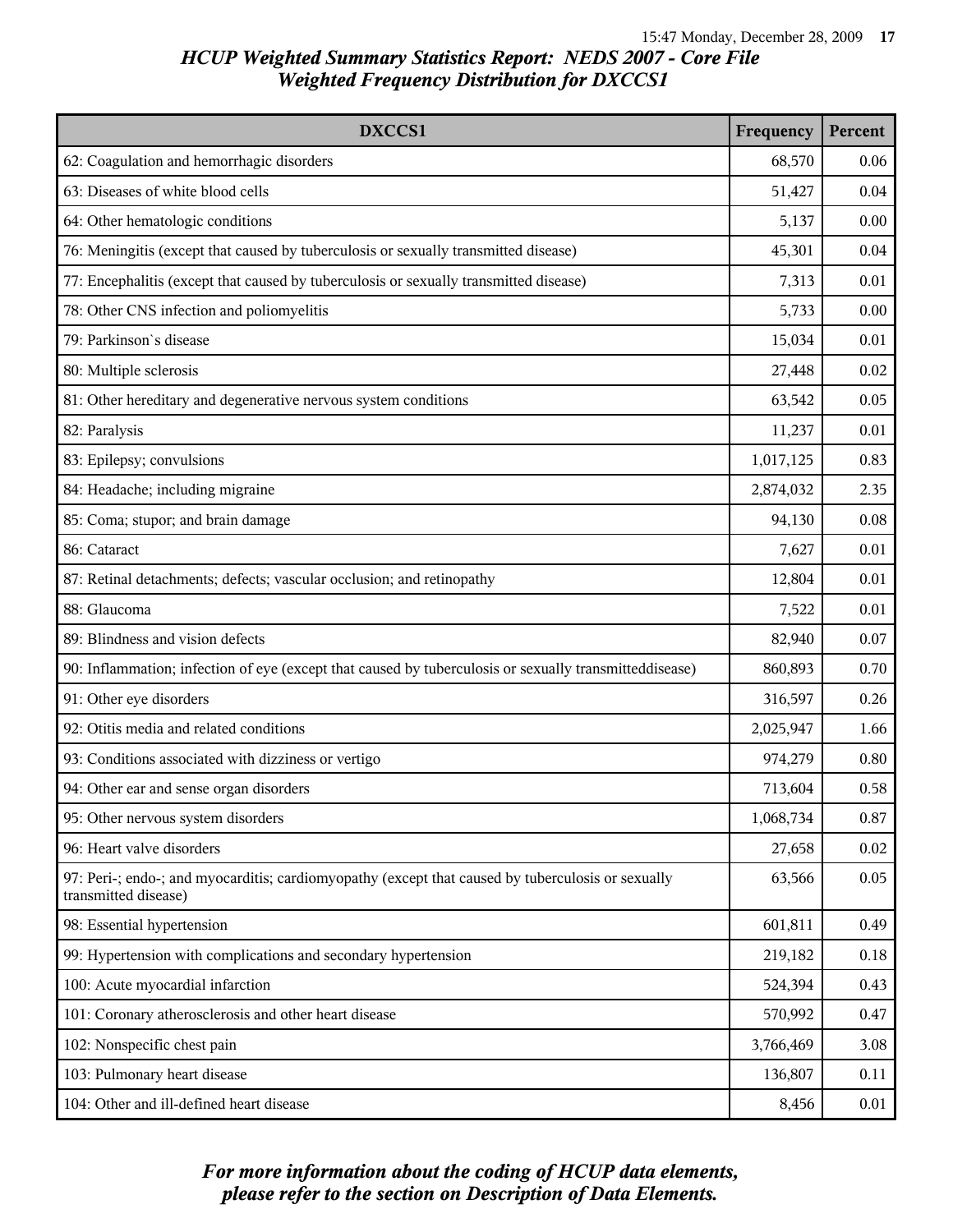# HCUP Weighted Summary Statistics Report: NEDS 2007 - Core File

## Weighted Frequency Distribution for DXCCS1

| DXCCS1 | Frequency | Percent |
|---|---|---|
| 62: Coagulation and hemorrhagic disorders | 68,570 | 0.06 |
| 63: Diseases of white blood cells | 51,427 | 0.04 |
| 64: Other hematologic conditions | 5,137 | 0.00 |
| 76: Meningitis (except that caused by tuberculosis or sexually transmitted disease) | 45,301 | 0.04 |
| 77: Encephalitis (except that caused by tuberculosis or sexually transmitted disease) | 7,313 | 0.01 |
| 78: Other CNS infection and poliomyelitis | 5,733 | 0.00 |
| 79: Parkinson`s disease | 15,034 | 0.01 |
| 80: Multiple sclerosis | 27,448 | 0.02 |
| 81: Other hereditary and degenerative nervous system conditions | 63,542 | 0.05 |
| 82: Paralysis | 11,237 | 0.01 |
| 83: Epilepsy; convulsions | 1,017,125 | 0.83 |
| 84: Headache; including migraine | 2,874,032 | 2.35 |
| 85: Coma; stupor; and brain damage | 94,130 | 0.08 |
| 86: Cataract | 7,627 | 0.01 |
| 87: Retinal detachments; defects; vascular occlusion; and retinopathy | 12,804 | 0.01 |
| 88: Glaucoma | 7,522 | 0.01 |
| 89: Blindness and vision defects | 82,940 | 0.07 |
| 90: Inflammation; infection of eye (except that caused by tuberculosis or sexually transmitteddisease) | 860,893 | 0.70 |
| 91: Other eye disorders | 316,597 | 0.26 |
| 92: Otitis media and related conditions | 2,025,947 | 1.66 |
| 93: Conditions associated with dizziness or vertigo | 974,279 | 0.80 |
| 94: Other ear and sense organ disorders | 713,604 | 0.58 |
| 95: Other nervous system disorders | 1,068,734 | 0.87 |
| 96: Heart valve disorders | 27,658 | 0.02 |
| 97: Peri-; endo-; and myocarditis; cardiomyopathy (except that caused by tuberculosis or sexually transmitted disease) | 63,566 | 0.05 |
| 98: Essential hypertension | 601,811 | 0.49 |
| 99: Hypertension with complications and secondary hypertension | 219,182 | 0.18 |
| 100: Acute myocardial infarction | 524,394 | 0.43 |
| 101: Coronary atherosclerosis and other heart disease | 570,992 | 0.47 |
| 102: Nonspecific chest pain | 3,766,469 | 3.08 |
| 103: Pulmonary heart disease | 136,807 | 0.11 |
| 104: Other and ill-defined heart disease | 8,456 | 0.01 |

*For more information about the coding of HCUP data elements, please refer to the section on Description of Data Elements.*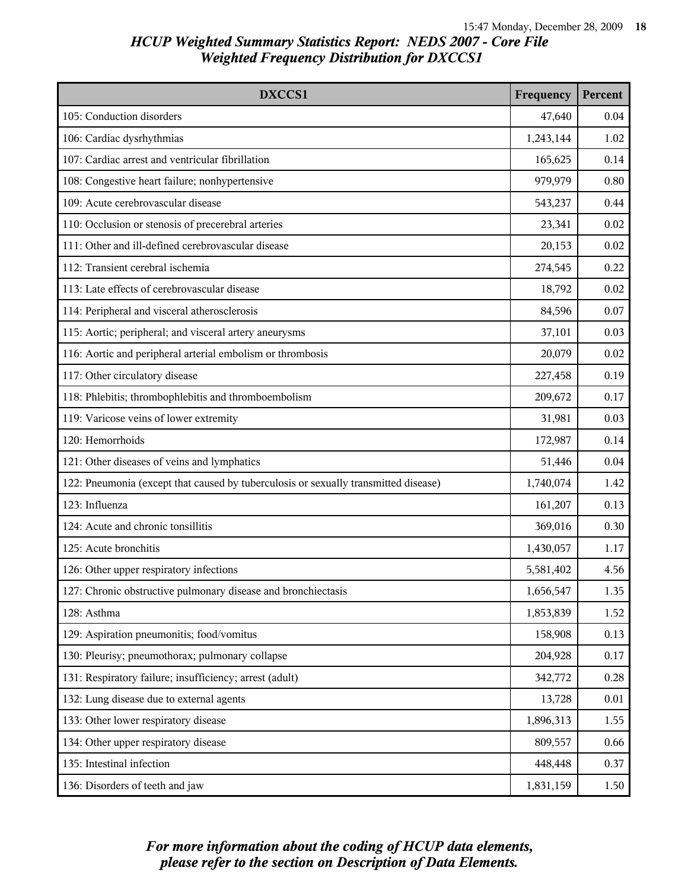# HCUP Weighted Summary Statistics Report: NEDS 2007 - Core File

## Weighted Frequency Distribution for DXCCS1

| DXCCS1 | Frequency | Percent |
|---|---|---|
| 105: Conduction disorders | 47,640 | 0.04 |
| 106: Cardiac dysrhythmias | 1,243,144 | 1.02 |
| 107: Cardiac arrest and ventricular fibrillation | 165,625 | 0.14 |
| 108: Congestive heart failure; nonhypertensive | 979,979 | 0.80 |
| 109: Acute cerebrovascular disease | 543,237 | 0.44 |
| 110: Occlusion or stenosis of precerebral arteries | 23,341 | 0.02 |
| 111: Other and ill-defined cerebrovascular disease | 20,153 | 0.02 |
| 112: Transient cerebral ischemia | 274,545 | 0.22 |
| 113: Late effects of cerebrovascular disease | 18,792 | 0.02 |
| 114: Peripheral and visceral atherosclerosis | 84,596 | 0.07 |
| 115: Aortic; peripheral; and visceral artery aneurysms | 37,101 | 0.03 |
| 116: Aortic and peripheral arterial embolism or thrombosis | 20,079 | 0.02 |
| 117: Other circulatory disease | 227,458 | 0.19 |
| 118: Phlebitis; thrombophlebitis and thromboembolism | 209,672 | 0.17 |
| 119: Varicose veins of lower extremity | 31,981 | 0.03 |
| 120: Hemorrhoids | 172,987 | 0.14 |
| 121: Other diseases of veins and lymphatics | 51,446 | 0.04 |
| 122: Pneumonia (except that caused by tuberculosis or sexually transmitted disease) | 1,740,074 | 1.42 |
| 123: Influenza | 161,207 | 0.13 |
| 124: Acute and chronic tonsillitis | 369,016 | 0.30 |
| 125: Acute bronchitis | 1,430,057 | 1.17 |
| 126: Other upper respiratory infections | 5,581,402 | 4.56 |
| 127: Chronic obstructive pulmonary disease and bronchiectasis | 1,656,547 | 1.35 |
| 128: Asthma | 1,853,839 | 1.52 |
| 129: Aspiration pneumonitis; food/vomitus | 158,908 | 0.13 |
| 130: Pleurisy; pneumothorax; pulmonary collapse | 204,928 | 0.17 |
| 131: Respiratory failure; insufficiency; arrest (adult) | 342,772 | 0.28 |
| 132: Lung disease due to external agents | 13,728 | 0.01 |
| 133: Other lower respiratory disease | 1,896,313 | 1.55 |
| 134: Other upper respiratory disease | 809,557 | 0.66 |
| 135: Intestinal infection | 448,448 | 0.37 |
| 136: Disorders of teeth and jaw | 1,831,159 | 1.50 |

*For more information about the coding of HCUP data elements, please refer to the section on Description of Data Elements.*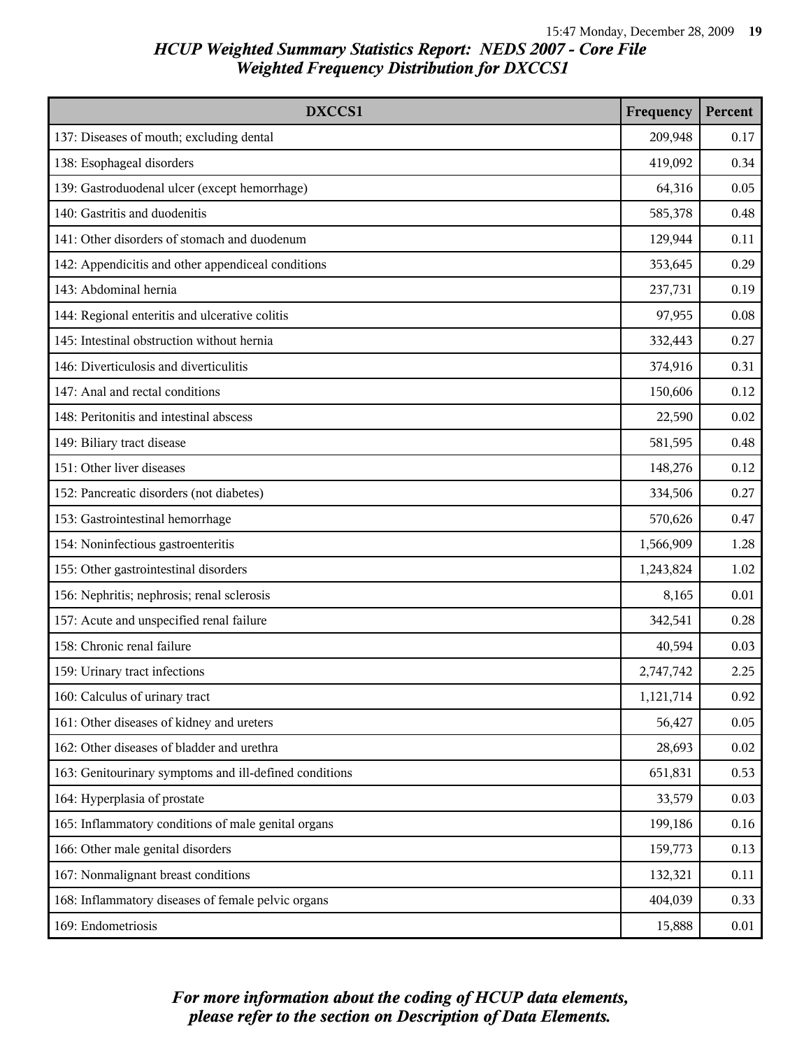# HCUP Weighted Summary Statistics Report: NEDS 2007 - Core File
## Weighted Frequency Distribution for DXCCS1

| DXCCS1 | Frequency | Percent |
|---|---|---|
| 137: Diseases of mouth; excluding dental | 209,948 | 0.17 |
| 138: Esophageal disorders | 419,092 | 0.34 |
| 139: Gastroduodenal ulcer (except hemorrhage) | 64,316 | 0.05 |
| 140: Gastritis and duodenitis | 585,378 | 0.48 |
| 141: Other disorders of stomach and duodenum | 129,944 | 0.11 |
| 142: Appendicitis and other appendiceal conditions | 353,645 | 0.29 |
| 143: Abdominal hernia | 237,731 | 0.19 |
| 144: Regional enteritis and ulcerative colitis | 97,955 | 0.08 |
| 145: Intestinal obstruction without hernia | 332,443 | 0.27 |
| 146: Diverticulosis and diverticulitis | 374,916 | 0.31 |
| 147: Anal and rectal conditions | 150,606 | 0.12 |
| 148: Peritonitis and intestinal abscess | 22,590 | 0.02 |
| 149: Biliary tract disease | 581,595 | 0.48 |
| 151: Other liver diseases | 148,276 | 0.12 |
| 152: Pancreatic disorders (not diabetes) | 334,506 | 0.27 |
| 153: Gastrointestinal hemorrhage | 570,626 | 0.47 |
| 154: Noninfectious gastroenteritis | 1,566,909 | 1.28 |
| 155: Other gastrointestinal disorders | 1,243,824 | 1.02 |
| 156: Nephritis; nephrosis; renal sclerosis | 8,165 | 0.01 |
| 157: Acute and unspecified renal failure | 342,541 | 0.28 |
| 158: Chronic renal failure | 40,594 | 0.03 |
| 159: Urinary tract infections | 2,747,742 | 2.25 |
| 160: Calculus of urinary tract | 1,121,714 | 0.92 |
| 161: Other diseases of kidney and ureters | 56,427 | 0.05 |
| 162: Other diseases of bladder and urethra | 28,693 | 0.02 |
| 163: Genitourinary symptoms and ill-defined conditions | 651,831 | 0.53 |
| 164: Hyperplasia of prostate | 33,579 | 0.03 |
| 165: Inflammatory conditions of male genital organs | 199,186 | 0.16 |
| 166: Other male genital disorders | 159,773 | 0.13 |
| 167: Nonmalignant breast conditions | 132,321 | 0.11 |
| 168: Inflammatory diseases of female pelvic organs | 404,039 | 0.33 |
| 169: Endometriosis | 15,888 | 0.01 |

*For more information about the coding of HCUP data elements, please refer to the section on Description of Data Elements.*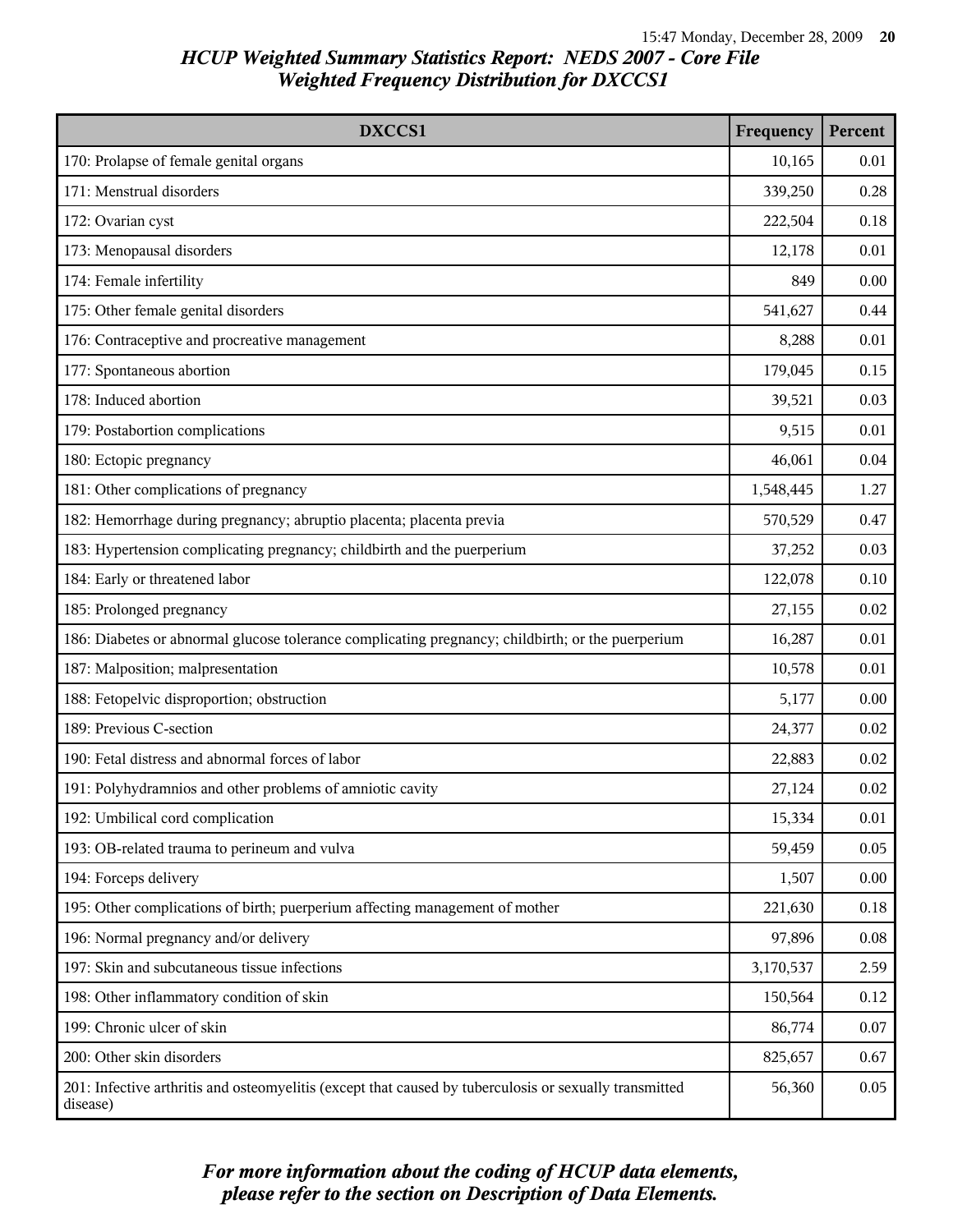# HCUP Weighted Summary Statistics Report: NEDS 2007 - Core File
## Weighted Frequency Distribution for DXCCS1

| DXCCS1 | Frequency | Percent |
|---|---|---|
| 170: Prolapse of female genital organs | 10,165 | 0.01 |
| 171: Menstrual disorders | 339,250 | 0.28 |
| 172: Ovarian cyst | 222,504 | 0.18 |
| 173: Menopausal disorders | 12,178 | 0.01 |
| 174: Female infertility | 849 | 0.00 |
| 175: Other female genital disorders | 541,627 | 0.44 |
| 176: Contraceptive and procreative management | 8,288 | 0.01 |
| 177: Spontaneous abortion | 179,045 | 0.15 |
| 178: Induced abortion | 39,521 | 0.03 |
| 179: Postabortion complications | 9,515 | 0.01 |
| 180: Ectopic pregnancy | 46,061 | 0.04 |
| 181: Other complications of pregnancy | 1,548,445 | 1.27 |
| 182: Hemorrhage during pregnancy; abruptio placenta; placenta previa | 570,529 | 0.47 |
| 183: Hypertension complicating pregnancy; childbirth and the puerperium | 37,252 | 0.03 |
| 184: Early or threatened labor | 122,078 | 0.10 |
| 185: Prolonged pregnancy | 27,155 | 0.02 |
| 186: Diabetes or abnormal glucose tolerance complicating pregnancy; childbirth; or the puerperium | 16,287 | 0.01 |
| 187: Malposition; malpresentation | 10,578 | 0.01 |
| 188: Fetopelvic disproportion; obstruction | 5,177 | 0.00 |
| 189: Previous C-section | 24,377 | 0.02 |
| 190: Fetal distress and abnormal forces of labor | 22,883 | 0.02 |
| 191: Polyhydramnios and other problems of amniotic cavity | 27,124 | 0.02 |
| 192: Umbilical cord complication | 15,334 | 0.01 |
| 193: OB-related trauma to perineum and vulva | 59,459 | 0.05 |
| 194: Forceps delivery | 1,507 | 0.00 |
| 195: Other complications of birth; puerperium affecting management of mother | 221,630 | 0.18 |
| 196: Normal pregnancy and/or delivery | 97,896 | 0.08 |
| 197: Skin and subcutaneous tissue infections | 3,170,537 | 2.59 |
| 198: Other inflammatory condition of skin | 150,564 | 0.12 |
| 199: Chronic ulcer of skin | 86,774 | 0.07 |
| 200: Other skin disorders | 825,657 | 0.67 |
| 201: Infective arthritis and osteomyelitis (except that caused by tuberculosis or sexually transmitted disease) | 56,360 | 0.05 |

*For more information about the coding of HCUP data elements, please refer to the section on Description of Data Elements.*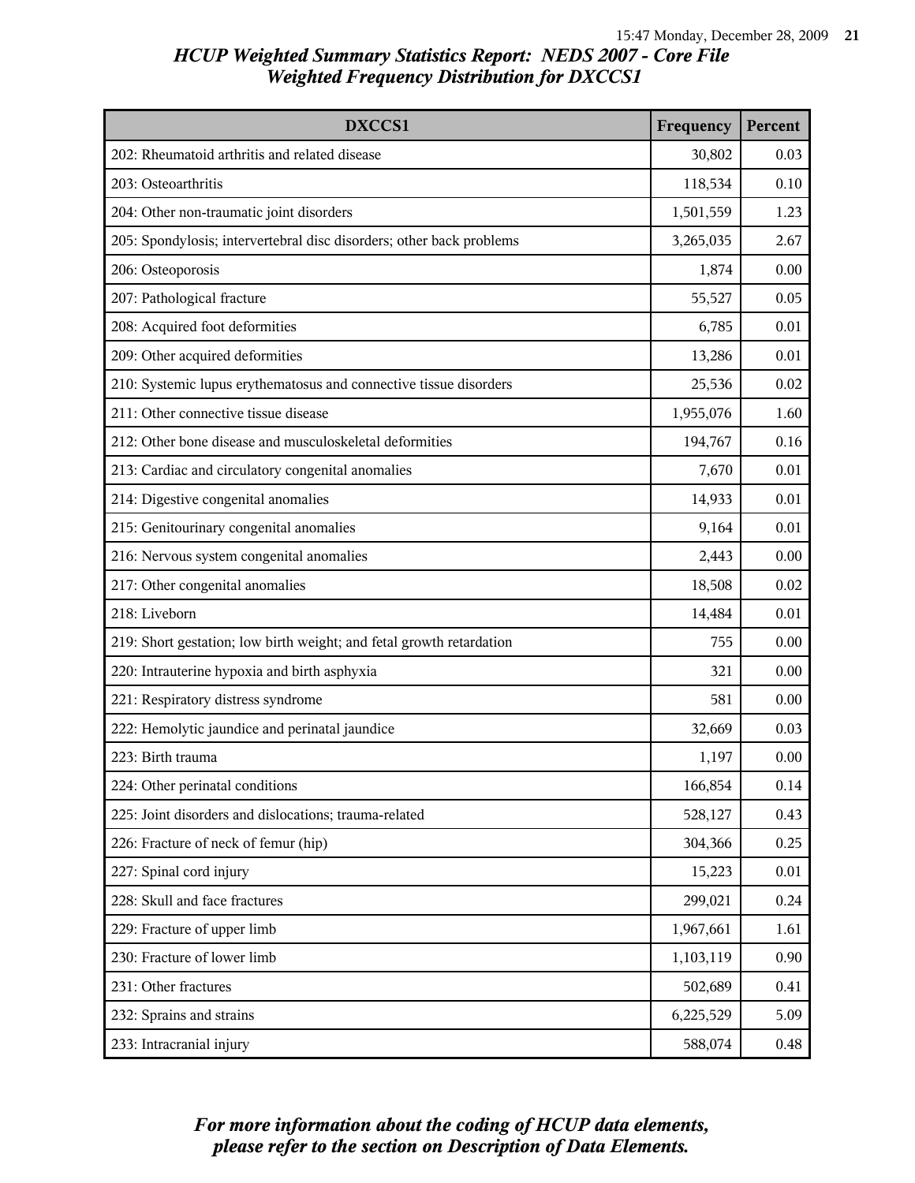# HCUP Weighted Summary Statistics Report: NEDS 2007 - Core File

## Weighted Frequency Distribution for DXCCS1

| DXCCS1 | Frequency | Percent |
|---|---|---|
| 202: Rheumatoid arthritis and related disease | 30,802 | 0.03 |
| 203: Osteoarthritis | 118,534 | 0.10 |
| 204: Other non-traumatic joint disorders | 1,501,559 | 1.23 |
| 205: Spondylosis; intervertebral disc disorders; other back problems | 3,265,035 | 2.67 |
| 206: Osteoporosis | 1,874 | 0.00 |
| 207: Pathological fracture | 55,527 | 0.05 |
| 208: Acquired foot deformities | 6,785 | 0.01 |
| 209: Other acquired deformities | 13,286 | 0.01 |
| 210: Systemic lupus erythematosus and connective tissue disorders | 25,536 | 0.02 |
| 211: Other connective tissue disease | 1,955,076 | 1.60 |
| 212: Other bone disease and musculoskeletal deformities | 194,767 | 0.16 |
| 213: Cardiac and circulatory congenital anomalies | 7,670 | 0.01 |
| 214: Digestive congenital anomalies | 14,933 | 0.01 |
| 215: Genitourinary congenital anomalies | 9,164 | 0.01 |
| 216: Nervous system congenital anomalies | 2,443 | 0.00 |
| 217: Other congenital anomalies | 18,508 | 0.02 |
| 218: Liveborn | 14,484 | 0.01 |
| 219: Short gestation; low birth weight; and fetal growth retardation | 755 | 0.00 |
| 220: Intrauterine hypoxia and birth asphyxia | 321 | 0.00 |
| 221: Respiratory distress syndrome | 581 | 0.00 |
| 222: Hemolytic jaundice and perinatal jaundice | 32,669 | 0.03 |
| 223: Birth trauma | 1,197 | 0.00 |
| 224: Other perinatal conditions | 166,854 | 0.14 |
| 225: Joint disorders and dislocations; trauma-related | 528,127 | 0.43 |
| 226: Fracture of neck of femur (hip) | 304,366 | 0.25 |
| 227: Spinal cord injury | 15,223 | 0.01 |
| 228: Skull and face fractures | 299,021 | 0.24 |
| 229: Fracture of upper limb | 1,967,661 | 1.61 |
| 230: Fracture of lower limb | 1,103,119 | 0.90 |
| 231: Other fractures | 502,689 | 0.41 |
| 232: Sprains and strains | 6,225,529 | 5.09 |
| 233: Intracranial injury | 588,074 | 0.48 |

*For more information about the coding of HCUP data elements, please refer to the section on Description of Data Elements.*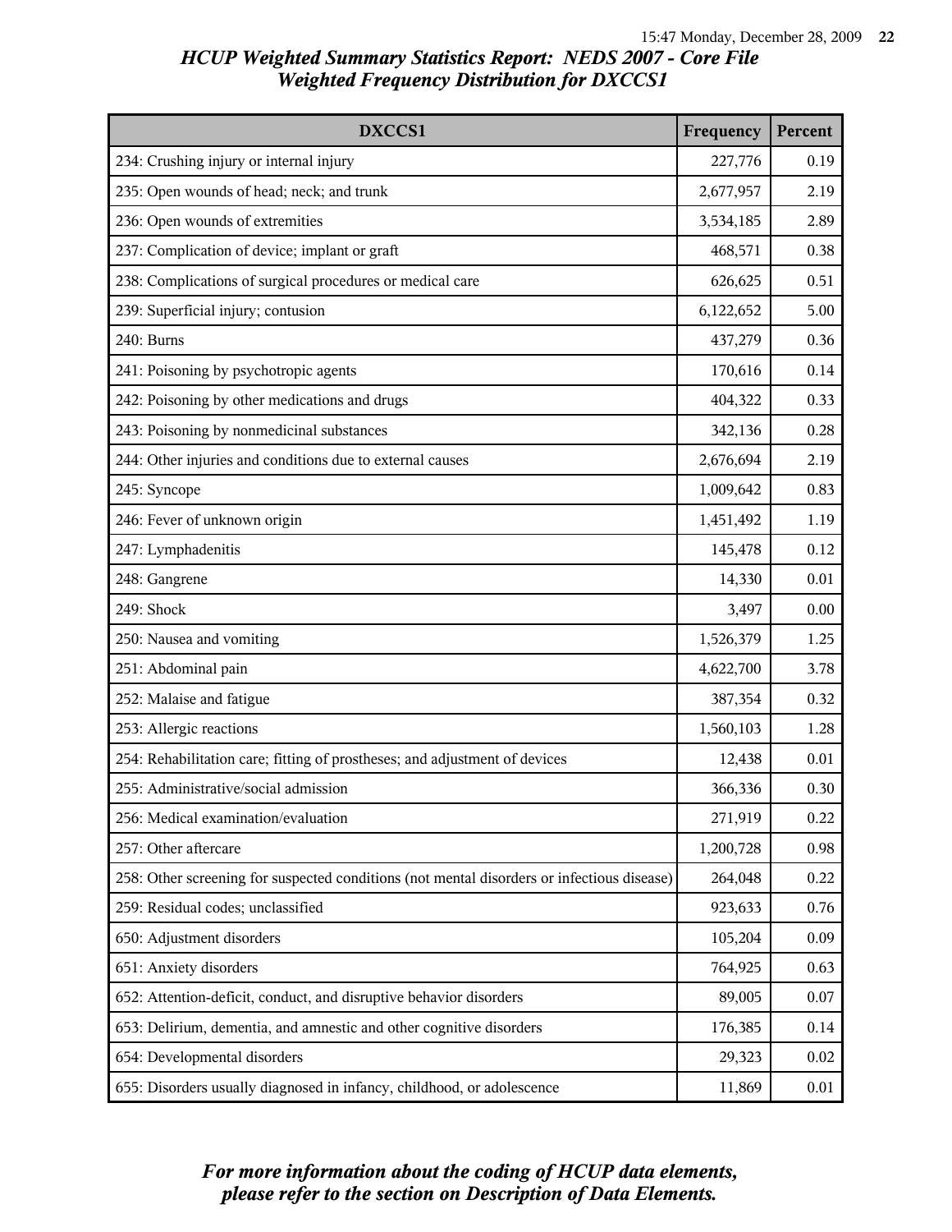# HCUP Weighted Summary Statistics Report: NEDS 2007 - Core File
## Weighted Frequency Distribution for DXCCS1

| DXCCS1 | Frequency | Percent |
|---|---|---|
| 234: Crushing injury or internal injury | 227,776 | 0.19 |
| 235: Open wounds of head; neck; and trunk | 2,677,957 | 2.19 |
| 236: Open wounds of extremities | 3,534,185 | 2.89 |
| 237: Complication of device; implant or graft | 468,571 | 0.38 |
| 238: Complications of surgical procedures or medical care | 626,625 | 0.51 |
| 239: Superficial injury; contusion | 6,122,652 | 5.00 |
| 240: Burns | 437,279 | 0.36 |
| 241: Poisoning by psychotropic agents | 170,616 | 0.14 |
| 242: Poisoning by other medications and drugs | 404,322 | 0.33 |
| 243: Poisoning by nonmedicinal substances | 342,136 | 0.28 |
| 244: Other injuries and conditions due to external causes | 2,676,694 | 2.19 |
| 245: Syncope | 1,009,642 | 0.83 |
| 246: Fever of unknown origin | 1,451,492 | 1.19 |
| 247: Lymphadenitis | 145,478 | 0.12 |
| 248: Gangrene | 14,330 | 0.01 |
| 249: Shock | 3,497 | 0.00 |
| 250: Nausea and vomiting | 1,526,379 | 1.25 |
| 251: Abdominal pain | 4,622,700 | 3.78 |
| 252: Malaise and fatigue | 387,354 | 0.32 |
| 253: Allergic reactions | 1,560,103 | 1.28 |
| 254: Rehabilitation care; fitting of prostheses; and adjustment of devices | 12,438 | 0.01 |
| 255: Administrative/social admission | 366,336 | 0.30 |
| 256: Medical examination/evaluation | 271,919 | 0.22 |
| 257: Other aftercare | 1,200,728 | 0.98 |
| 258: Other screening for suspected conditions (not mental disorders or infectious disease) | 264,048 | 0.22 |
| 259: Residual codes; unclassified | 923,633 | 0.76 |
| 650: Adjustment disorders | 105,204 | 0.09 |
| 651: Anxiety disorders | 764,925 | 0.63 |
| 652: Attention-deficit, conduct, and disruptive behavior disorders | 89,005 | 0.07 |
| 653: Delirium, dementia, and amnestic and other cognitive disorders | 176,385 | 0.14 |
| 654: Developmental disorders | 29,323 | 0.02 |
| 655: Disorders usually diagnosed in infancy, childhood, or adolescence | 11,869 | 0.01 |

*For more information about the coding of HCUP data elements, please refer to the section on Description of Data Elements.*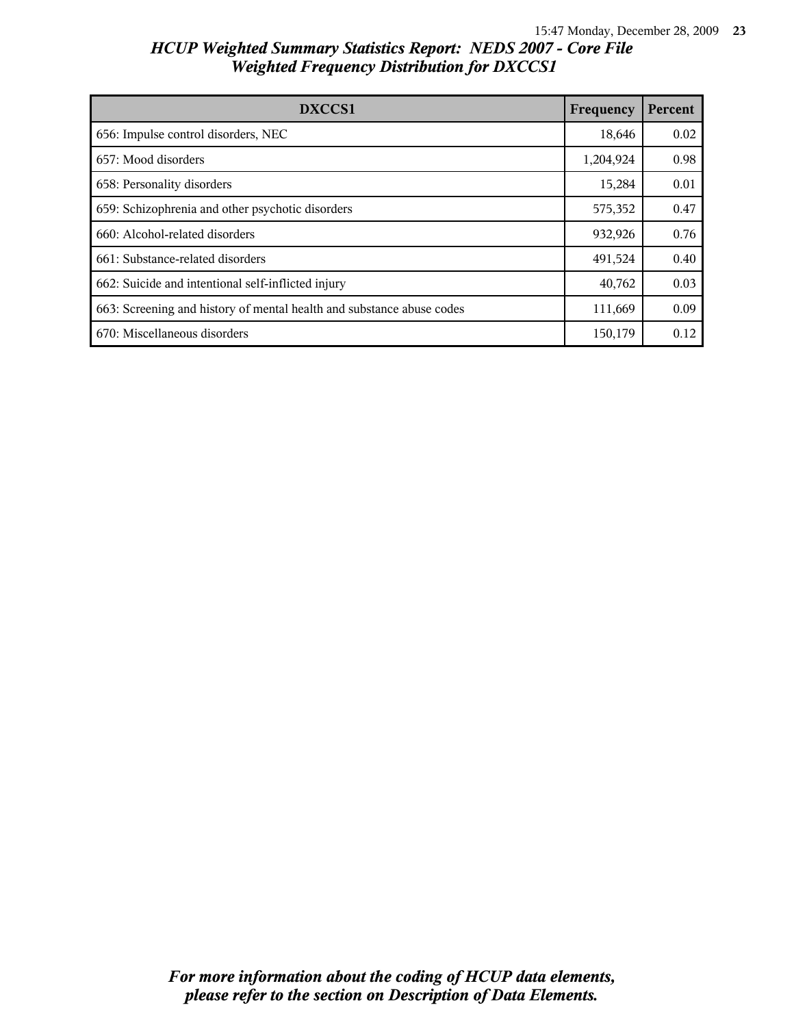# HCUP Weighted Summary Statistics Report: NEDS 2007 - Core File
## Weighted Frequency Distribution for DXCCS1

| DXCCS1 | Frequency | Percent |
|---|---|---|
| 656: Impulse control disorders, NEC | 18,646 | 0.02 |
| 657: Mood disorders | 1,204,924 | 0.98 |
| 658: Personality disorders | 15,284 | 0.01 |
| 659: Schizophrenia and other psychotic disorders | 575,352 | 0.47 |
| 660: Alcohol-related disorders | 932,926 | 0.76 |
| 661: Substance-related disorders | 491,524 | 0.40 |
| 662: Suicide and intentional self-inflicted injury | 40,762 | 0.03 |
| 663: Screening and history of mental health and substance abuse codes | 111,669 | 0.09 |
| 670: Miscellaneous disorders | 150,179 | 0.12 |

*For more information about the coding of HCUP data elements, please refer to the section on Description of Data Elements.*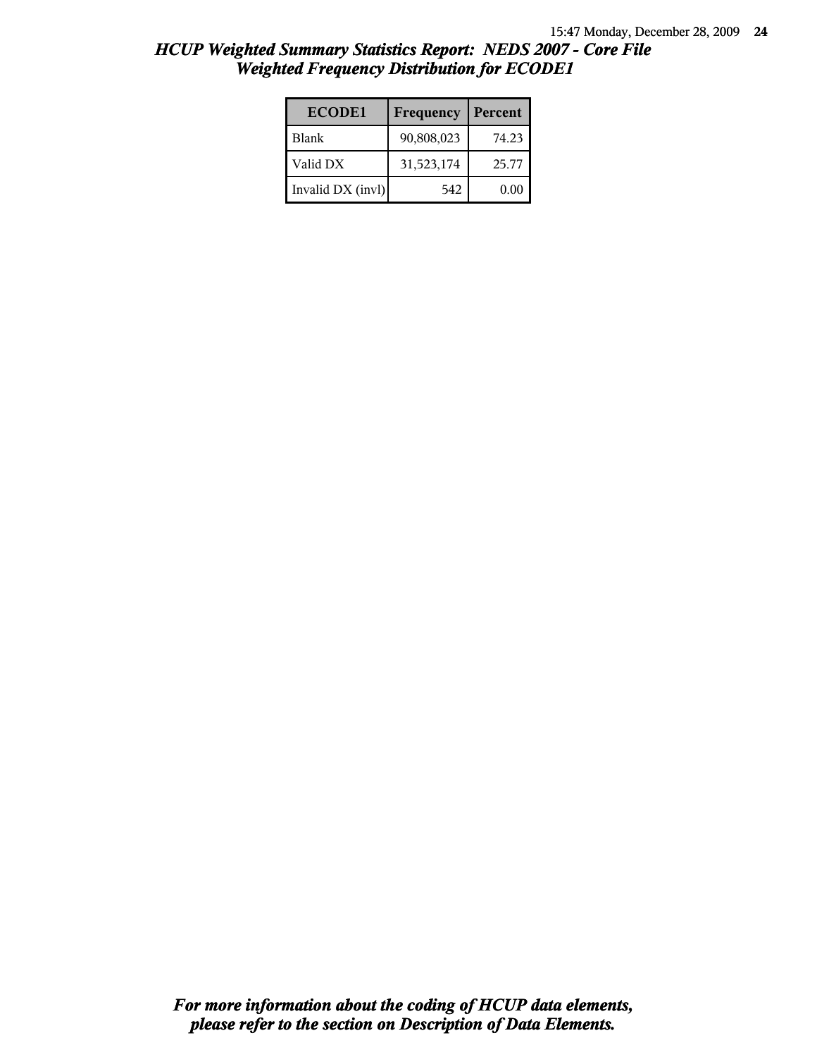## *HCUP Weighted Summary Statistics Report: NEDS 2007 - Core File*
## *Weighted Frequency Distribution for ECODE1*

| ECODE1 | Frequency | Percent |
|---|---|---|
| Blank | 90,808,023 | 74.23 |
| Valid DX | 31,523,174 | 25.77 |
| Invalid DX (invl) | 542 | 0.00 |

***For more information about the coding of HCUP data elements, please refer to the section on Description of Data Elements.***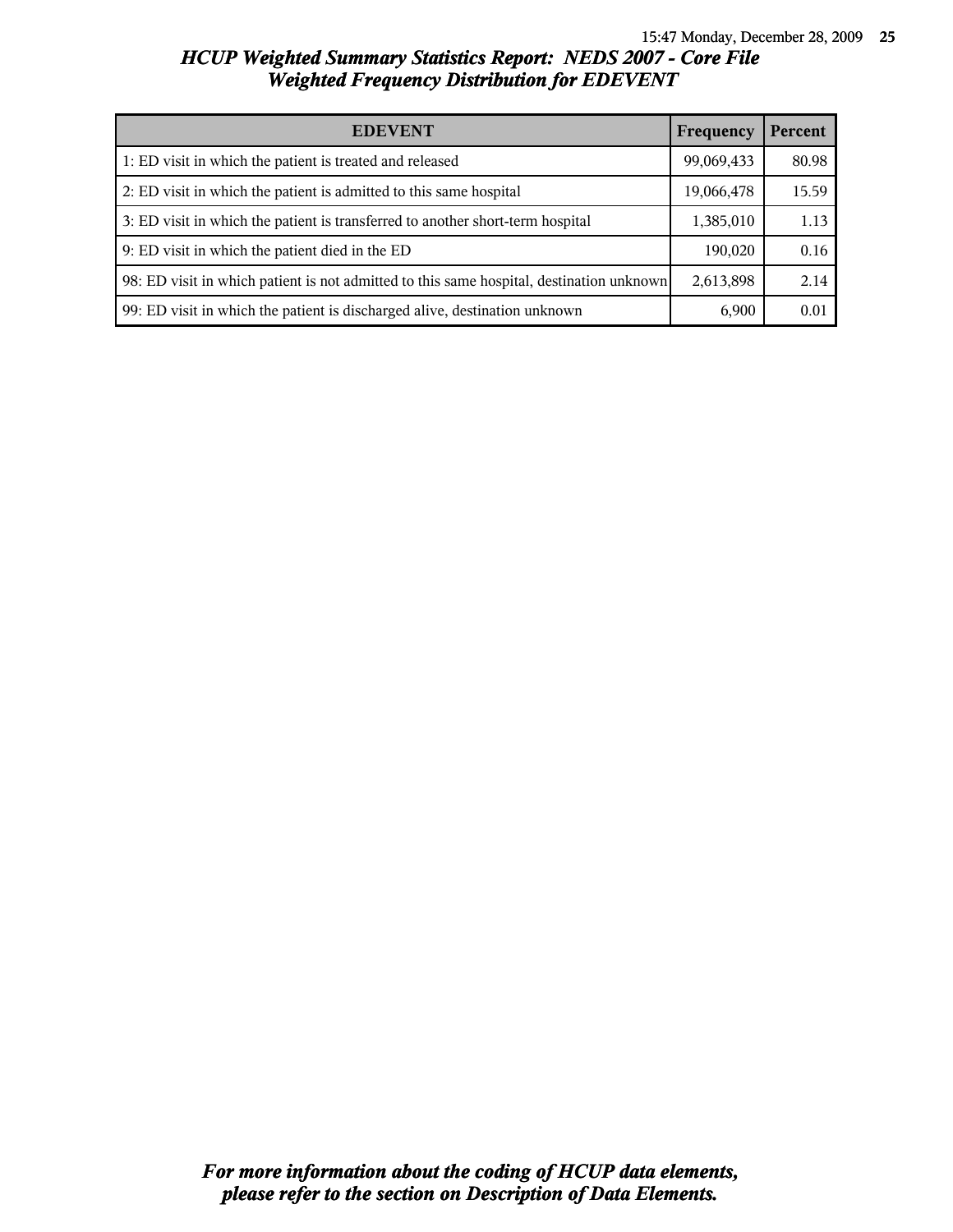# HCUP Weighted Summary Statistics Report: NEDS 2007 - Core File
## Weighted Frequency Distribution for EDEVENT

| EDEVENT | Frequency | Percent |
|---|---|---|
| 1: ED visit in which the patient is treated and released | 99,069,433 | 80.98 |
| 2: ED visit in which the patient is admitted to this same hospital | 19,066,478 | 15.59 |
| 3: ED visit in which the patient is transferred to another short-term hospital | 1,385,010 | 1.13 |
| 9: ED visit in which the patient died in the ED | 190,020 | 0.16 |
| 98: ED visit in which patient is not admitted to this same hospital, destination unknown | 2,613,898 | 2.14 |
| 99: ED visit in which the patient is discharged alive, destination unknown | 6,900 | 0.01 |

***For more information about the coding of HCUP data elements, please refer to the section on Description of Data Elements.***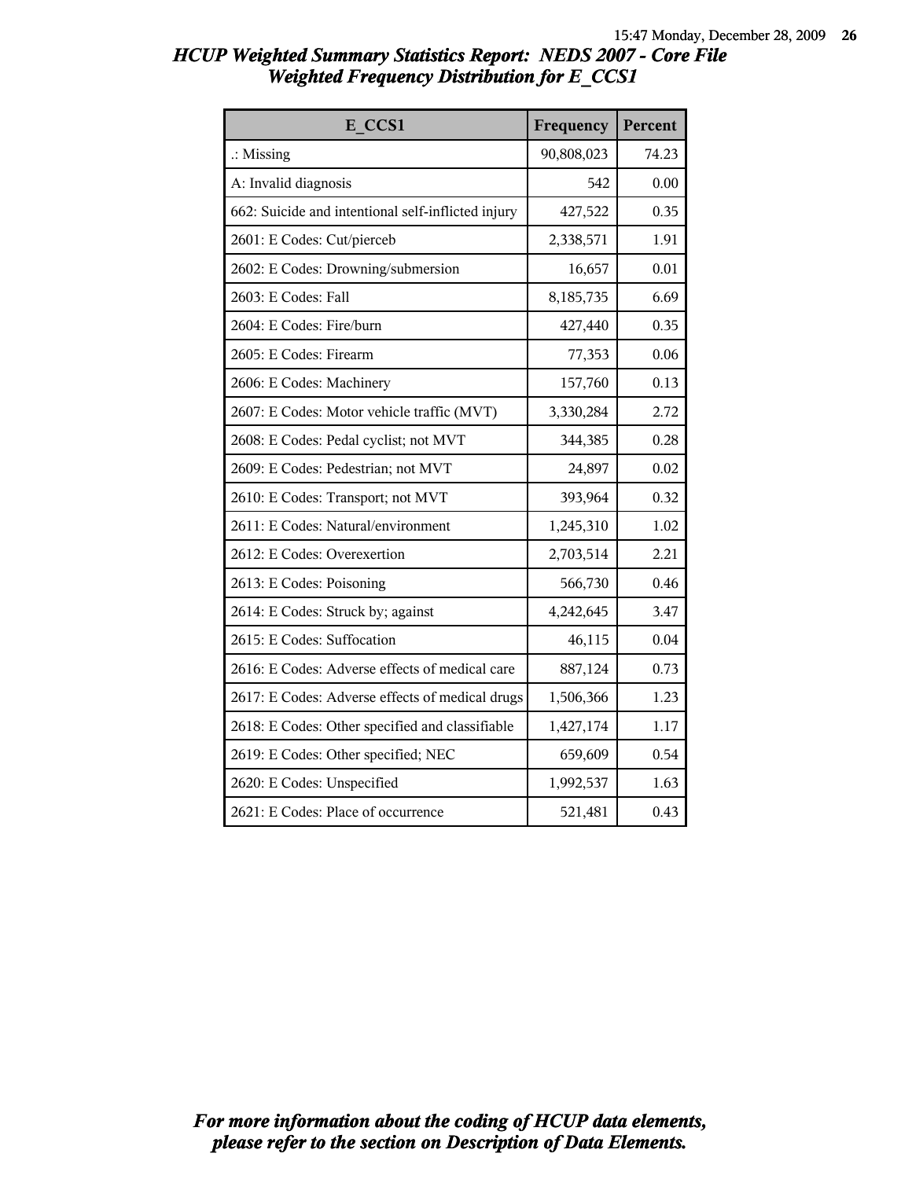# HCUP Weighted Summary Statistics Report: NEDS 2007 - Core File
## Weighted Frequency Distribution for E_CCS1

| E_CCS1 | Frequency | Percent |
|---|---|---|
| .: Missing | 90,808,023 | 74.23 |
| A: Invalid diagnosis | 542 | 0.00 |
| 662: Suicide and intentional self-inflicted injury | 427,522 | 0.35 |
| 2601: E Codes: Cut/pierceb | 2,338,571 | 1.91 |
| 2602: E Codes: Drowning/submersion | 16,657 | 0.01 |
| 2603: E Codes: Fall | 8,185,735 | 6.69 |
| 2604: E Codes: Fire/burn | 427,440 | 0.35 |
| 2605: E Codes: Firearm | 77,353 | 0.06 |
| 2606: E Codes: Machinery | 157,760 | 0.13 |
| 2607: E Codes: Motor vehicle traffic (MVT) | 3,330,284 | 2.72 |
| 2608: E Codes: Pedal cyclist; not MVT | 344,385 | 0.28 |
| 2609: E Codes: Pedestrian; not MVT | 24,897 | 0.02 |
| 2610: E Codes: Transport; not MVT | 393,964 | 0.32 |
| 2611: E Codes: Natural/environment | 1,245,310 | 1.02 |
| 2612: E Codes: Overexertion | 2,703,514 | 2.21 |
| 2613: E Codes: Poisoning | 566,730 | 0.46 |
| 2614: E Codes: Struck by; against | 4,242,645 | 3.47 |
| 2615: E Codes: Suffocation | 46,115 | 0.04 |
| 2616: E Codes: Adverse effects of medical care | 887,124 | 0.73 |
| 2617: E Codes: Adverse effects of medical drugs | 1,506,366 | 1.23 |
| 2618: E Codes: Other specified and classifiable | 1,427,174 | 1.17 |
| 2619: E Codes: Other specified; NEC | 659,609 | 0.54 |
| 2620: E Codes: Unspecified | 1,992,537 | 1.63 |
| 2621: E Codes: Place of occurrence | 521,481 | 0.43 |

*For more information about the coding of HCUP data elements, please refer to the section on Description of Data Elements.*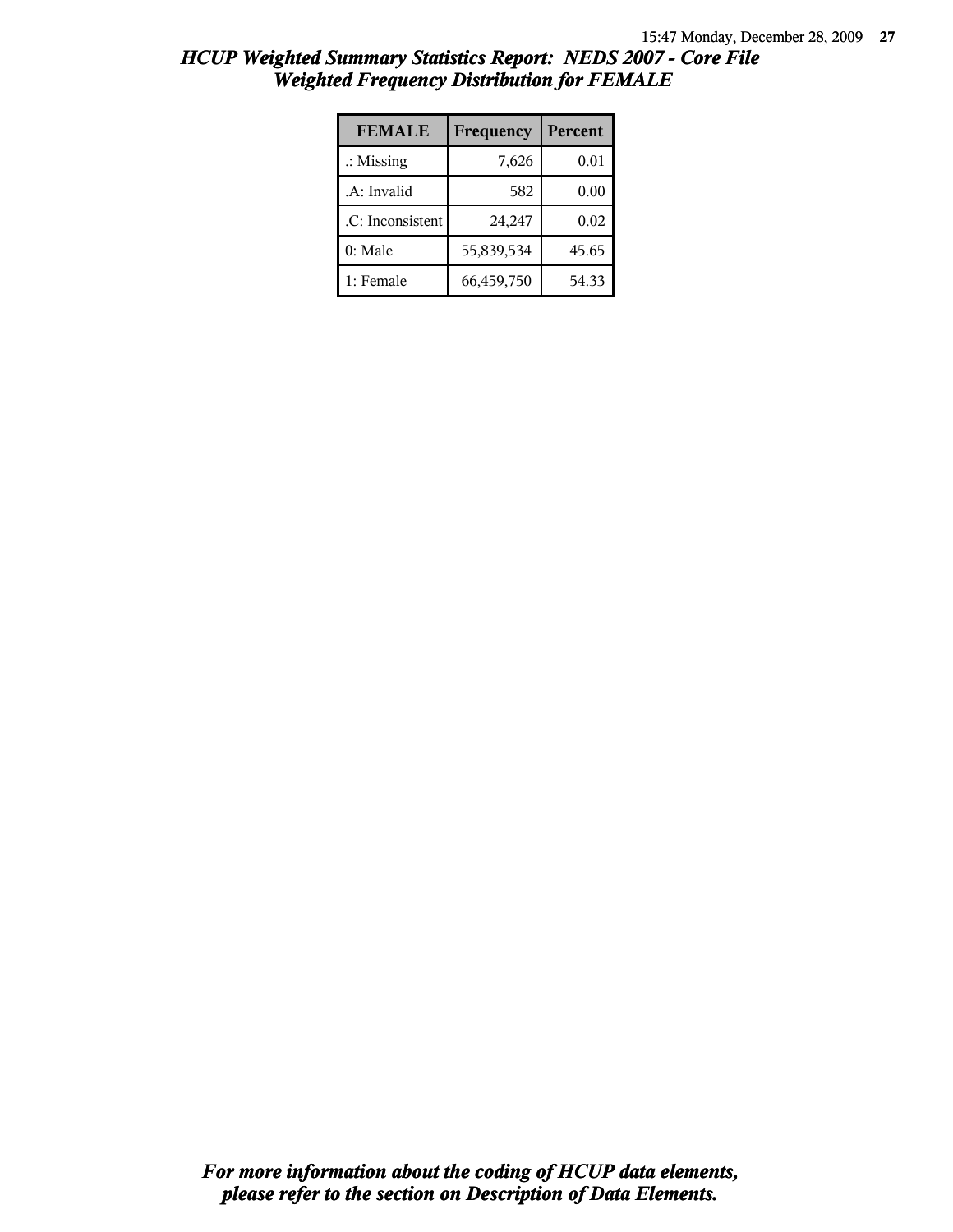# HCUP Weighted Summary Statistics Report: NEDS 2007 - Core File
## Weighted Frequency Distribution for FEMALE

| FEMALE | Frequency | Percent |
|---|---|---|
| .: Missing | 7,626 | 0.01 |
| .A: Invalid | 582 | 0.00 |
| .C: Inconsistent | 24,247 | 0.02 |
| 0: Male | 55,839,534 | 45.65 |
| 1: Female | 66,459,750 | 54.33 |

***For more information about the coding of HCUP data elements, please refer to the section on Description of Data Elements.***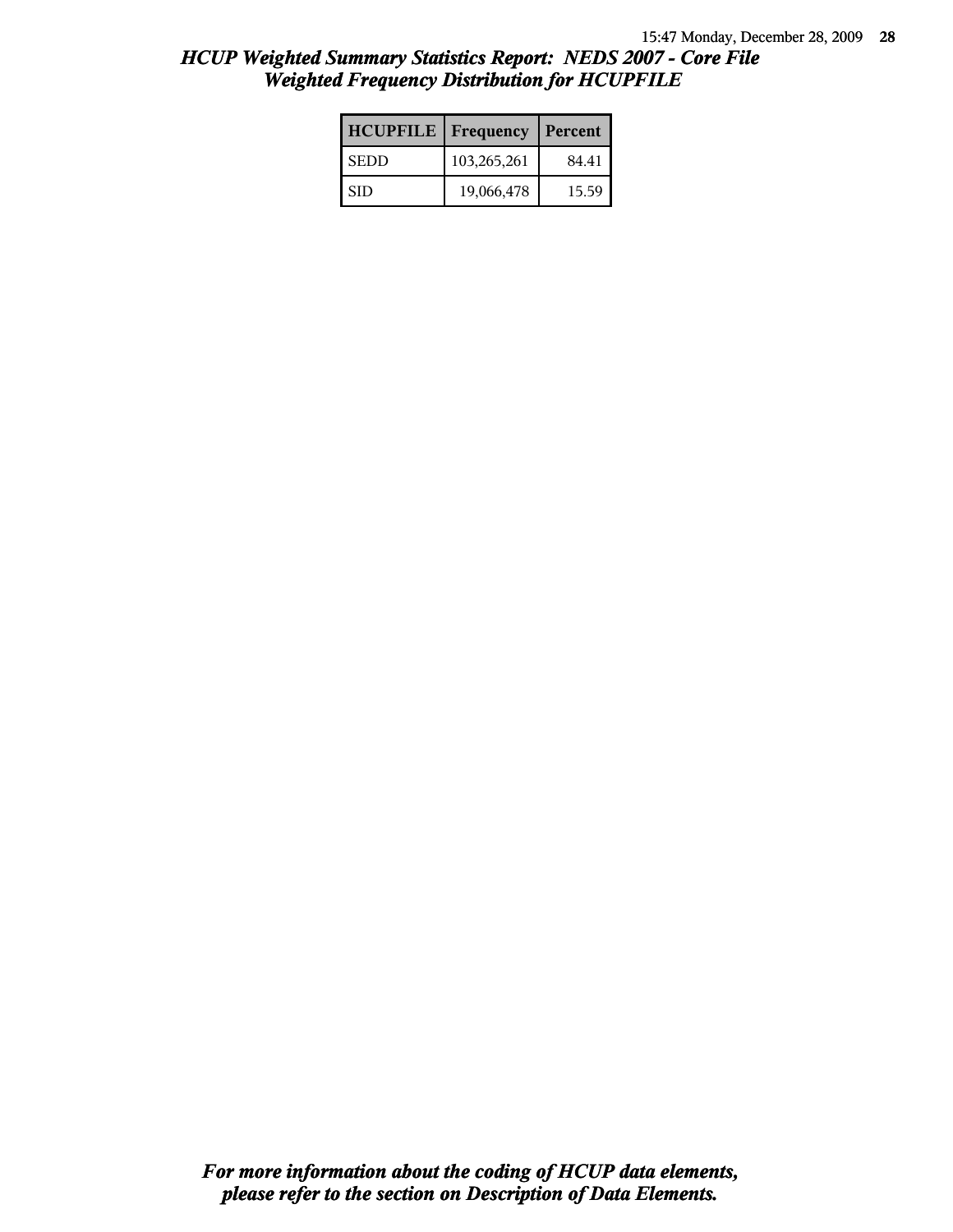# HCUP Weighted Summary Statistics Report: NEDS 2007 - Core File
## Weighted Frequency Distribution for HCUPFILE

| HCUPFILE | Frequency | Percent |
|---|---|---|
| SEDD | 103,265,261 | 84.41 |
| SID | 19,066,478 | 15.59 |

*For more information about the coding of HCUP data elements, please refer to the section on Description of Data Elements.*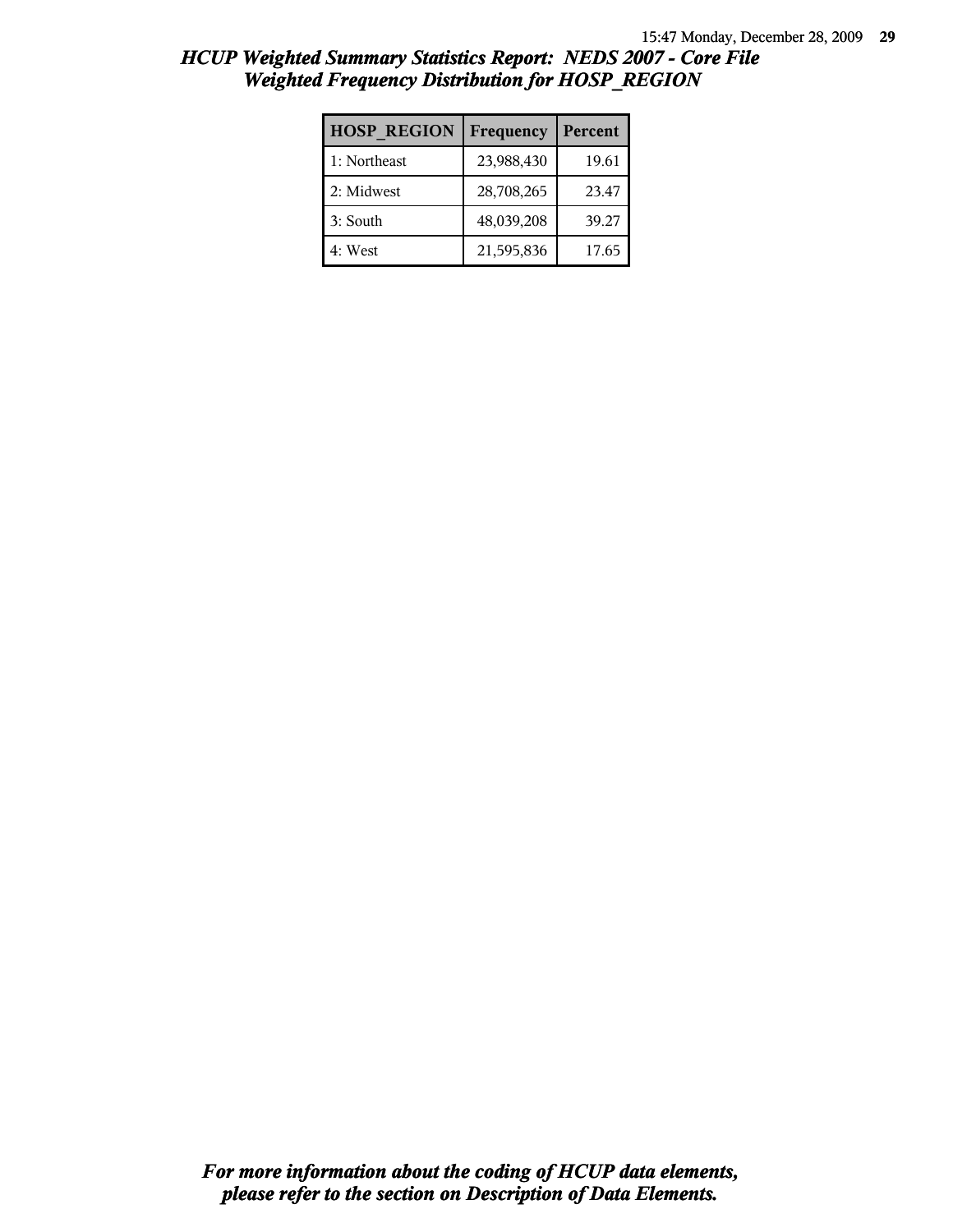# HCUP Weighted Summary Statistics Report: NEDS 2007 - Core File
## Weighted Frequency Distribution for HOSP_REGION

| HOSP_REGION | Frequency | Percent |
|---|---|---|
| 1: Northeast | 23,988,430 | 19.61 |
| 2: Midwest | 28,708,265 | 23.47 |
| 3: South | 48,039,208 | 39.27 |
| 4: West | 21,595,836 | 17.65 |

***For more information about the coding of HCUP data elements, please refer to the section on Description of Data Elements.***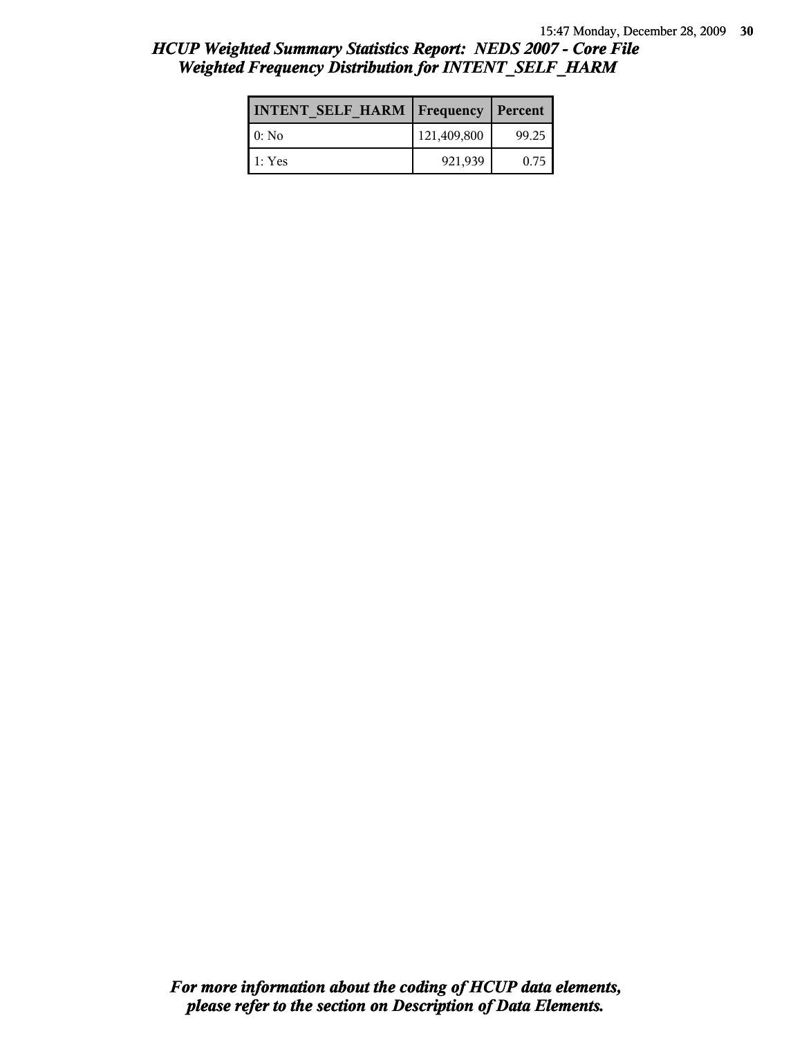# *HCUP Weighted Summary Statistics Report: NEDS 2007 - Core File*
## *Weighted Frequency Distribution for INTENT_SELF_HARM*

| INTENT_SELF_HARM | Frequency | Percent |
|---|---|---|
| 0: No | 121,409,800 | 99.25 |
| 1: Yes | 921,939 | 0.75 |

***For more information about the coding of HCUP data elements, please refer to the section on Description of Data Elements.***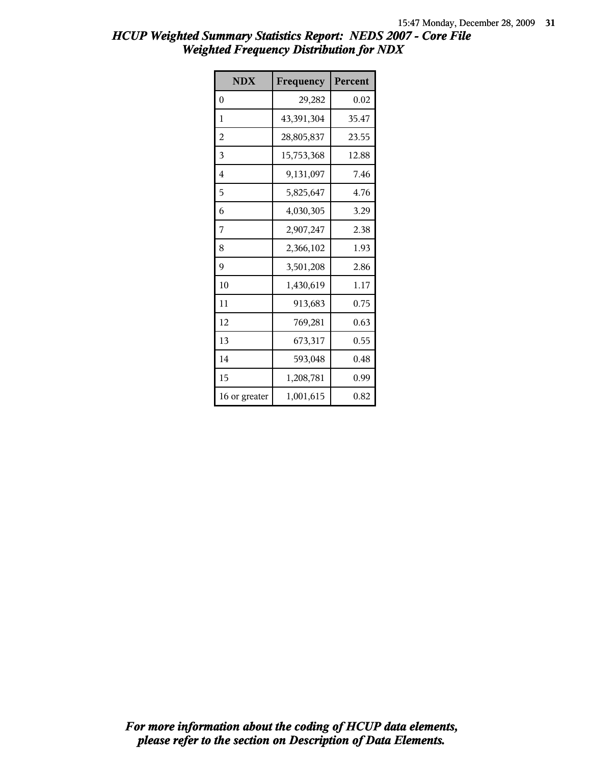## *HCUP Weighted Summary Statistics Report: NEDS 2007 - Core File*
## *Weighted Frequency Distribution for NDX*

| NDX | Frequency | Percent |
|---|---|---|
| 0 | 29,282 | 0.02 |
| 1 | 43,391,304 | 35.47 |
| 2 | 28,805,837 | 23.55 |
| 3 | 15,753,368 | 12.88 |
| 4 | 9,131,097 | 7.46 |
| 5 | 5,825,647 | 4.76 |
| 6 | 4,030,305 | 3.29 |
| 7 | 2,907,247 | 2.38 |
| 8 | 2,366,102 | 1.93 |
| 9 | 3,501,208 | 2.86 |
| 10 | 1,430,619 | 1.17 |
| 11 | 913,683 | 0.75 |
| 12 | 769,281 | 0.63 |
| 13 | 673,317 | 0.55 |
| 14 | 593,048 | 0.48 |
| 15 | 1,208,781 | 0.99 |
| 16 or greater | 1,001,615 | 0.82 |

***For more information about the coding of HCUP data elements, please refer to the section on Description of Data Elements.***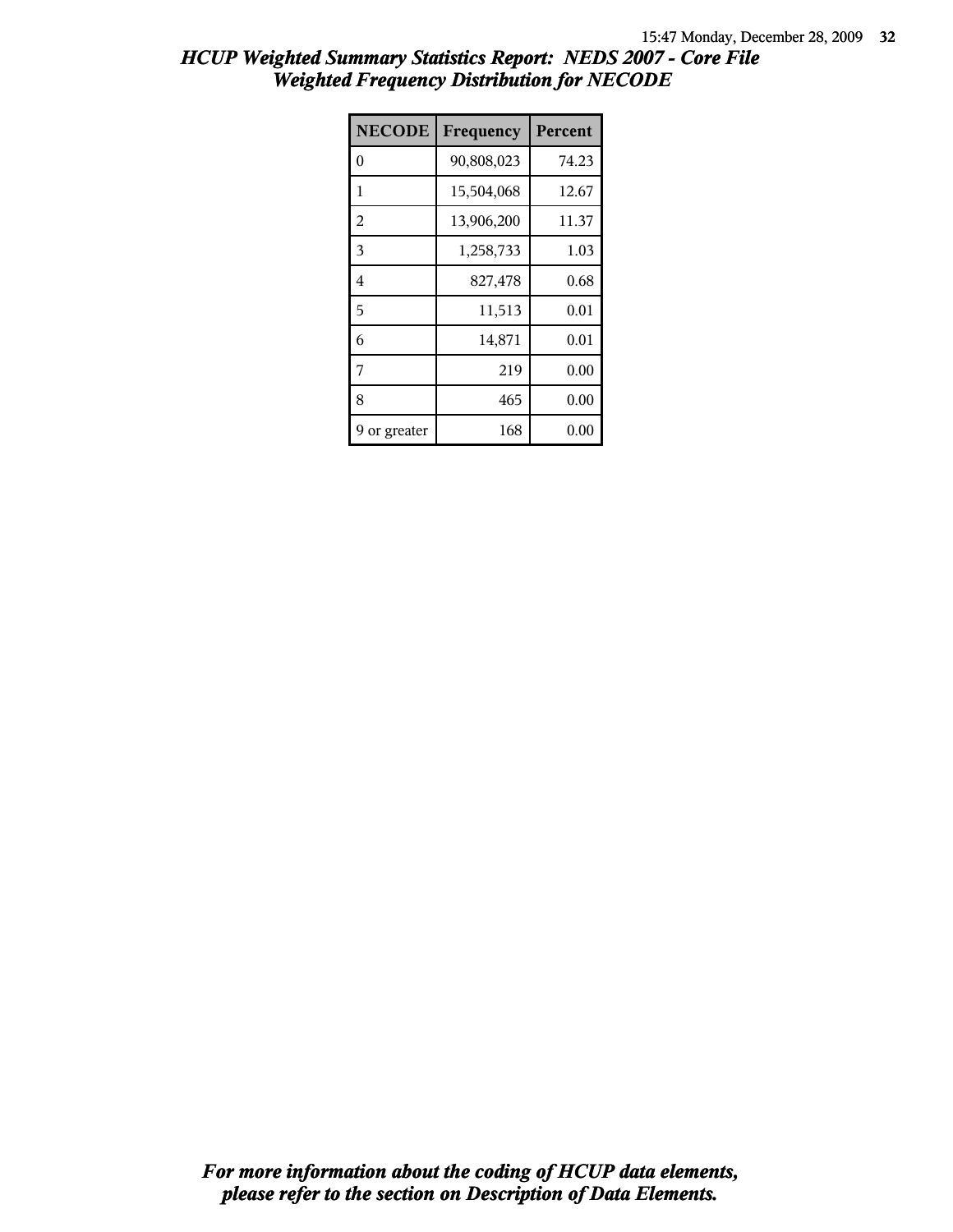## *HCUP Weighted Summary Statistics Report: NEDS 2007 - Core File*
## *Weighted Frequency Distribution for NECODE*

| NECODE | Frequency | Percent |
|---|---|---|
| 0 | 90,808,023 | 74.23 |
| 1 | 15,504,068 | 12.67 |
| 2 | 13,906,200 | 11.37 |
| 3 | 1,258,733 | 1.03 |
| 4 | 827,478 | 0.68 |
| 5 | 11,513 | 0.01 |
| 6 | 14,871 | 0.01 |
| 7 | 219 | 0.00 |
| 8 | 465 | 0.00 |
| 9 or greater | 168 | 0.00 |

***For more information about the coding of HCUP data elements, please refer to the section on Description of Data Elements.***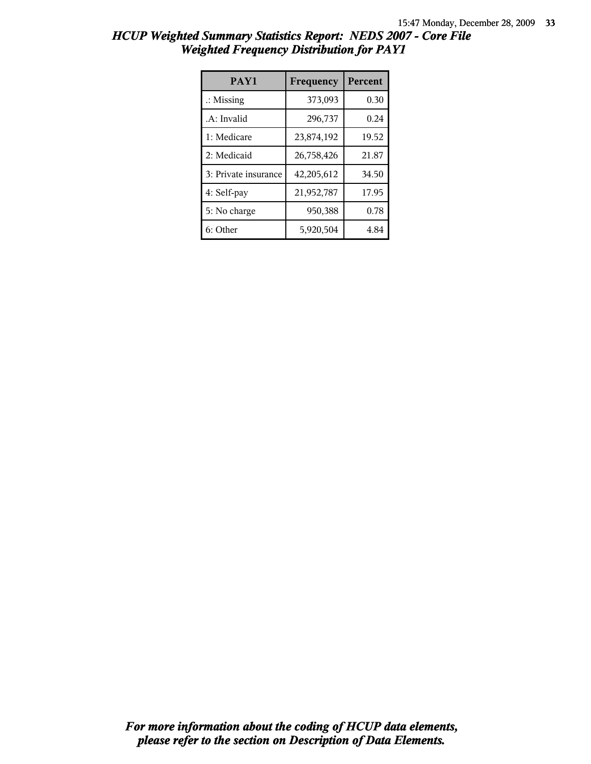# HCUP Weighted Summary Statistics Report: NEDS 2007 - Core File

## Weighted Frequency Distribution for PAY1

| PAY1 | Frequency | Percent |
|---|---|---|
| .: Missing | 373,093 | 0.30 |
| .A: Invalid | 296,737 | 0.24 |
| 1: Medicare | 23,874,192 | 19.52 |
| 2: Medicaid | 26,758,426 | 21.87 |
| 3: Private insurance | 42,205,612 | 34.50 |
| 4: Self-pay | 21,952,787 | 17.95 |
| 5: No charge | 950,388 | 0.78 |
| 6: Other | 5,920,504 | 4.84 |

***For more information about the coding of HCUP data elements, please refer to the section on Description of Data Elements.***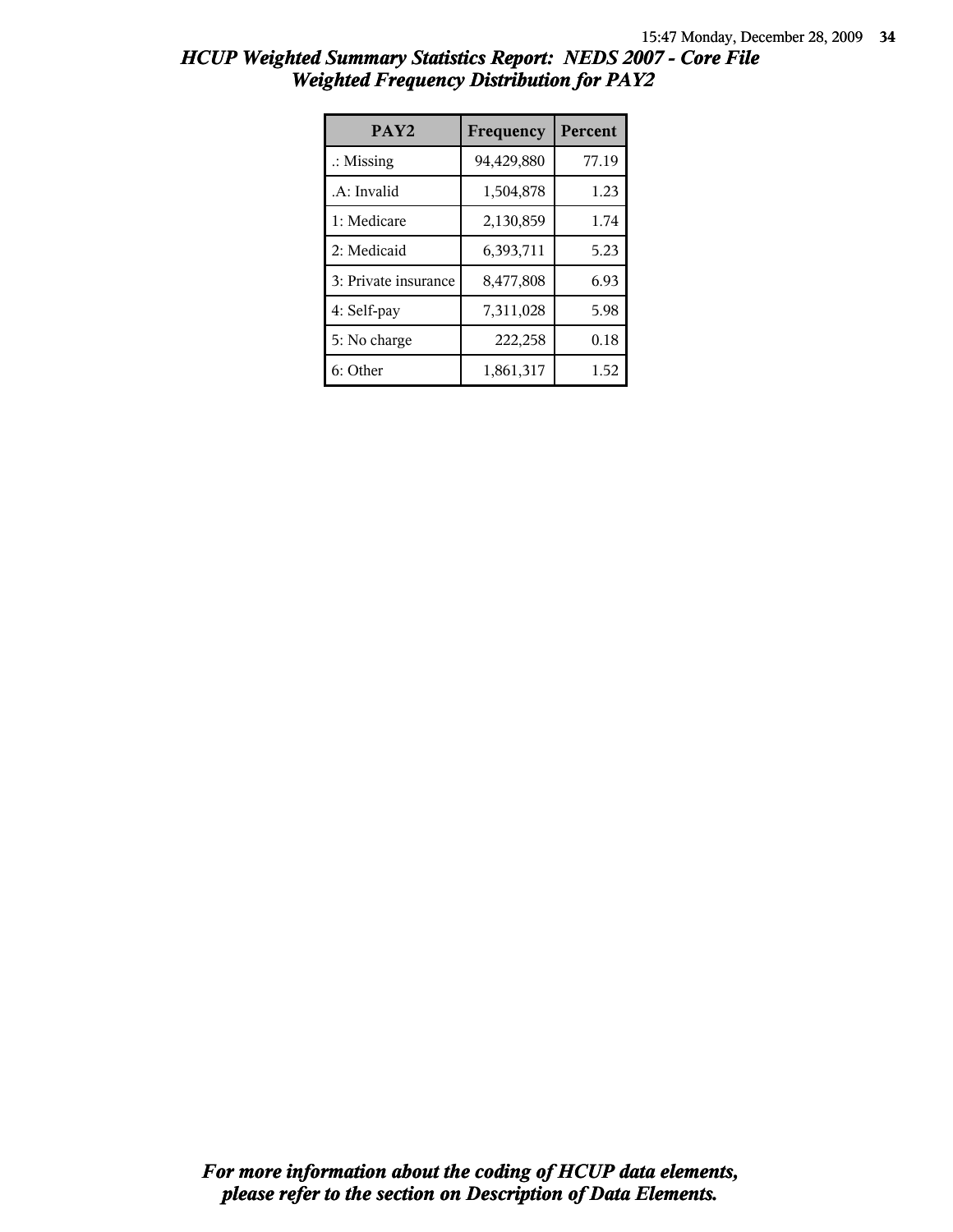# HCUP Weighted Summary Statistics Report: NEDS 2007 - Core File
## Weighted Frequency Distribution for PAY2

| PAY2 | Frequency | Percent |
|---|---|---|
| .: Missing | 94,429,880 | 77.19 |
| .A: Invalid | 1,504,878 | 1.23 |
| 1: Medicare | 2,130,859 | 1.74 |
| 2: Medicaid | 6,393,711 | 5.23 |
| 3: Private insurance | 8,477,808 | 6.93 |
| 4: Self-pay | 7,311,028 | 5.98 |
| 5: No charge | 222,258 | 0.18 |
| 6: Other | 1,861,317 | 1.52 |

***For more information about the coding of HCUP data elements, please refer to the section on Description of Data Elements.***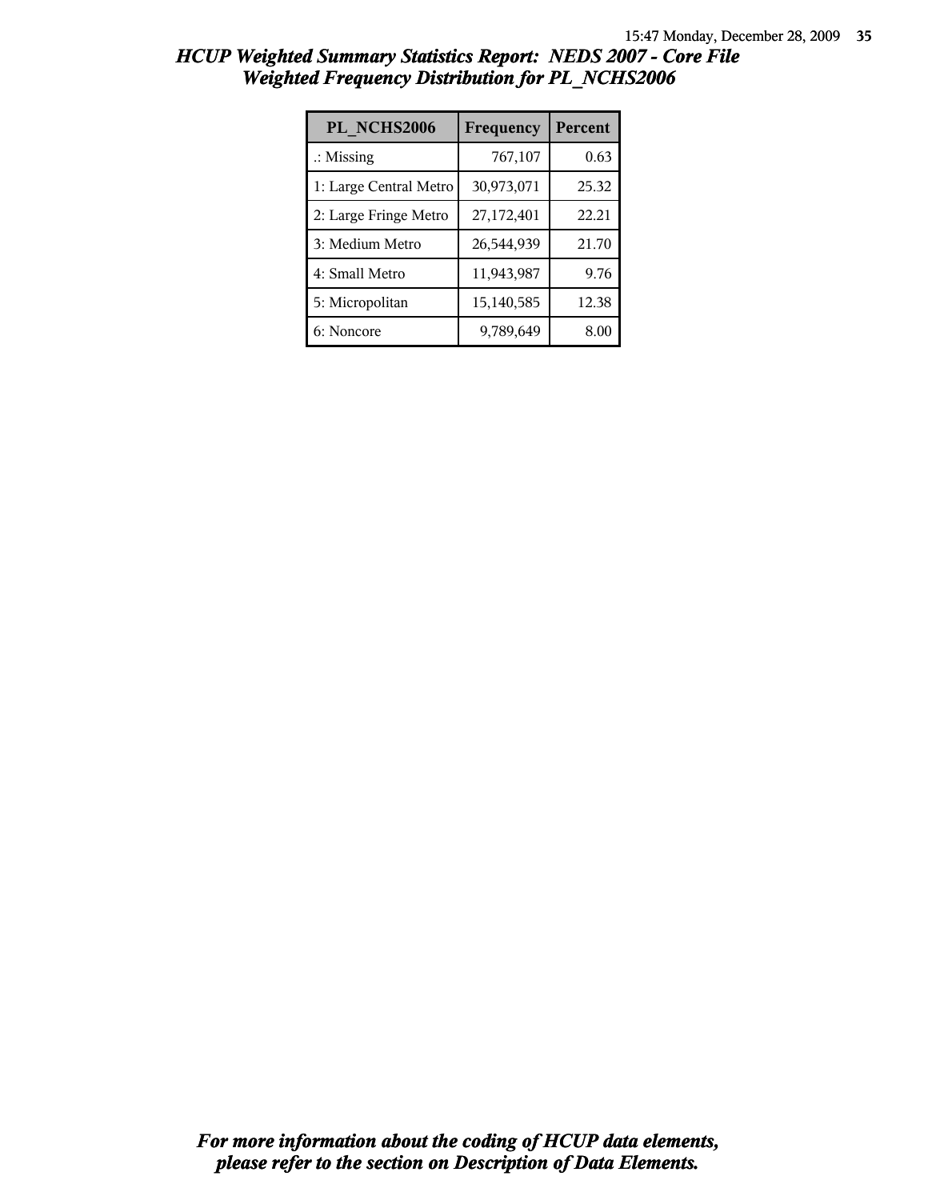# HCUP Weighted Summary Statistics Report: NEDS 2007 - Core File
## Weighted Frequency Distribution for PL_NCHS2006

| PL_NCHS2006 | Frequency | Percent |
|---|---|---|
| .: Missing | 767,107 | 0.63 |
| 1: Large Central Metro | 30,973,071 | 25.32 |
| 2: Large Fringe Metro | 27,172,401 | 22.21 |
| 3: Medium Metro | 26,544,939 | 21.70 |
| 4: Small Metro | 11,943,987 | 9.76 |
| 5: Micropolitan | 15,140,585 | 12.38 |
| 6: Noncore | 9,789,649 | 8.00 |

***For more information about the coding of HCUP data elements, please refer to the section on Description of Data Elements.***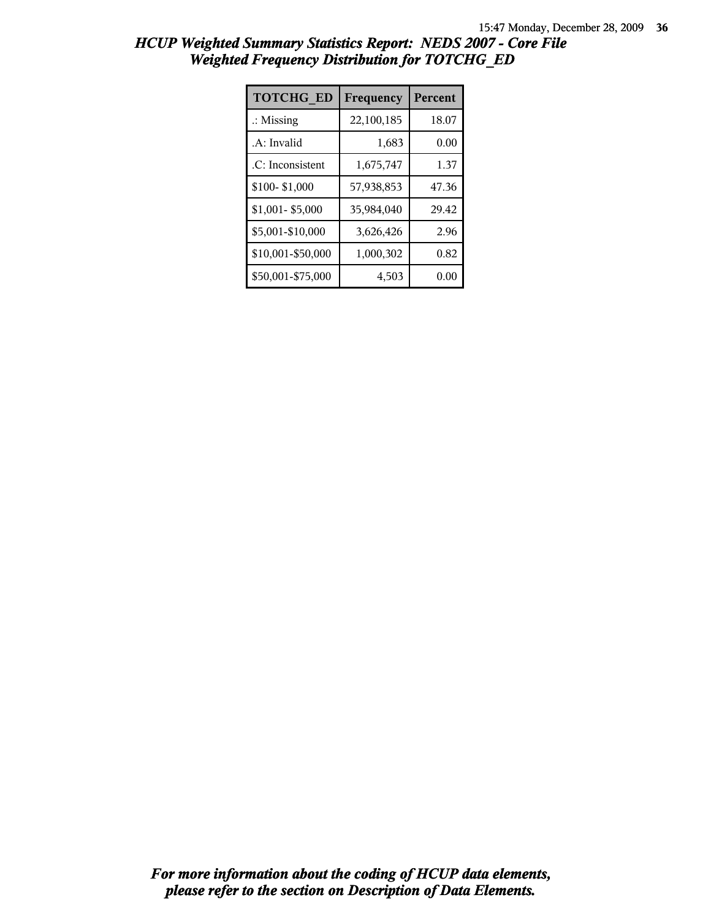# HCUP Weighted Summary Statistics Report: NEDS 2007 - Core File
## Weighted Frequency Distribution for TOTCHG_ED

| TOTCHG_ED | Frequency | Percent |
|---|---|---|
| .: Missing | 22,100,185 | 18.07 |
| .A: Invalid | 1,683 | 0.00 |
| .C: Inconsistent | 1,675,747 | 1.37 |
| $100- $1,000 | 57,938,853 | 47.36 |
| $1,001- $5,000 | 35,984,040 | 29.42 |
| $5,001-$10,000 | 3,626,426 | 2.96 |
| $10,001-$50,000 | 1,000,302 | 0.82 |
| $50,001-$75,000 | 4,503 | 0.00 |

*For more information about the coding of HCUP data elements, please refer to the section on Description of Data Elements.*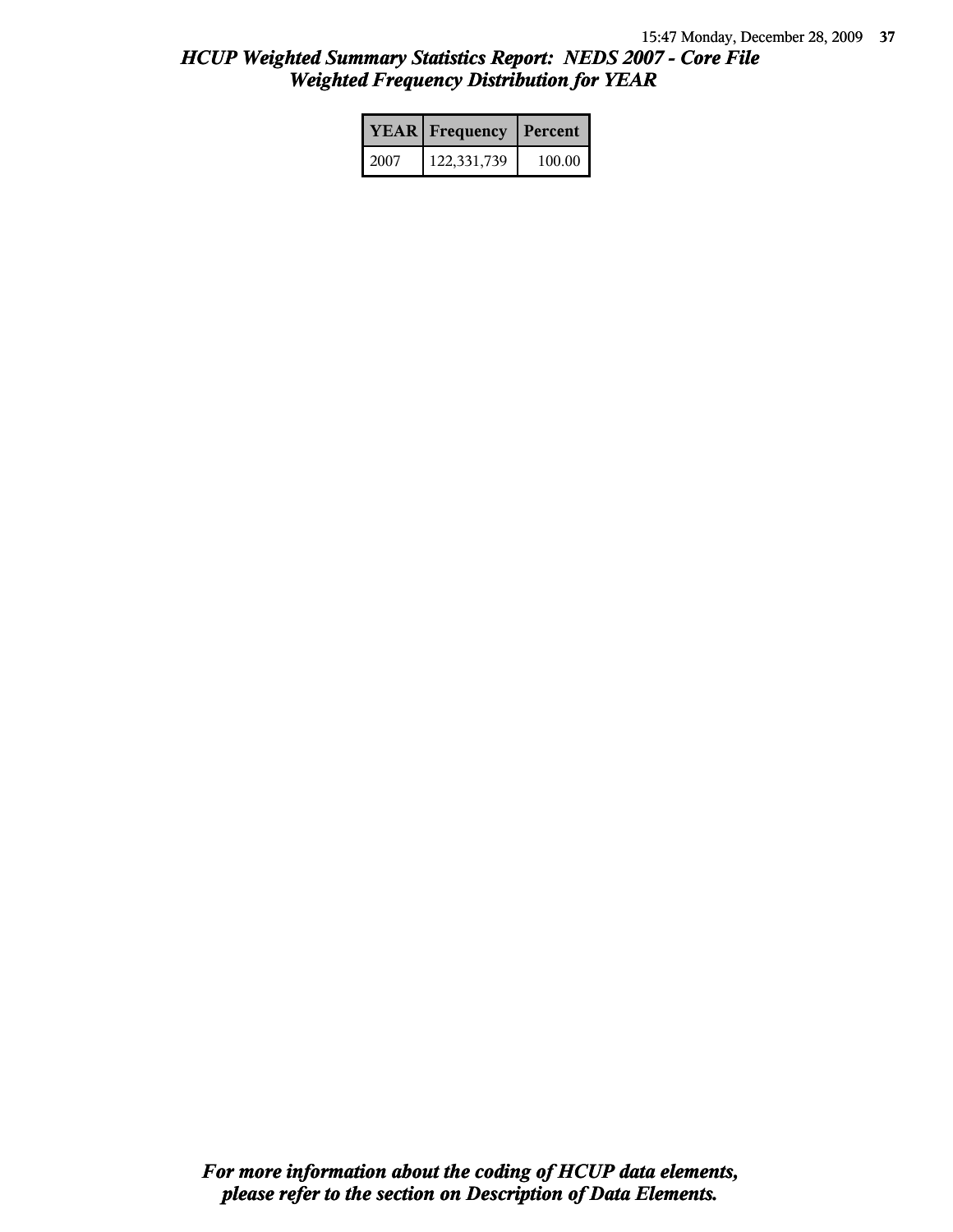# *HCUP Weighted Summary Statistics Report: NEDS 2007 - Core File*
## *Weighted Frequency Distribution for YEAR*

| YEAR | Frequency | Percent |
|---|---|---|
| 2007 | 122,331,739 | 100.00 |

***For more information about the coding of HCUP data elements, please refer to the section on Description of Data Elements.***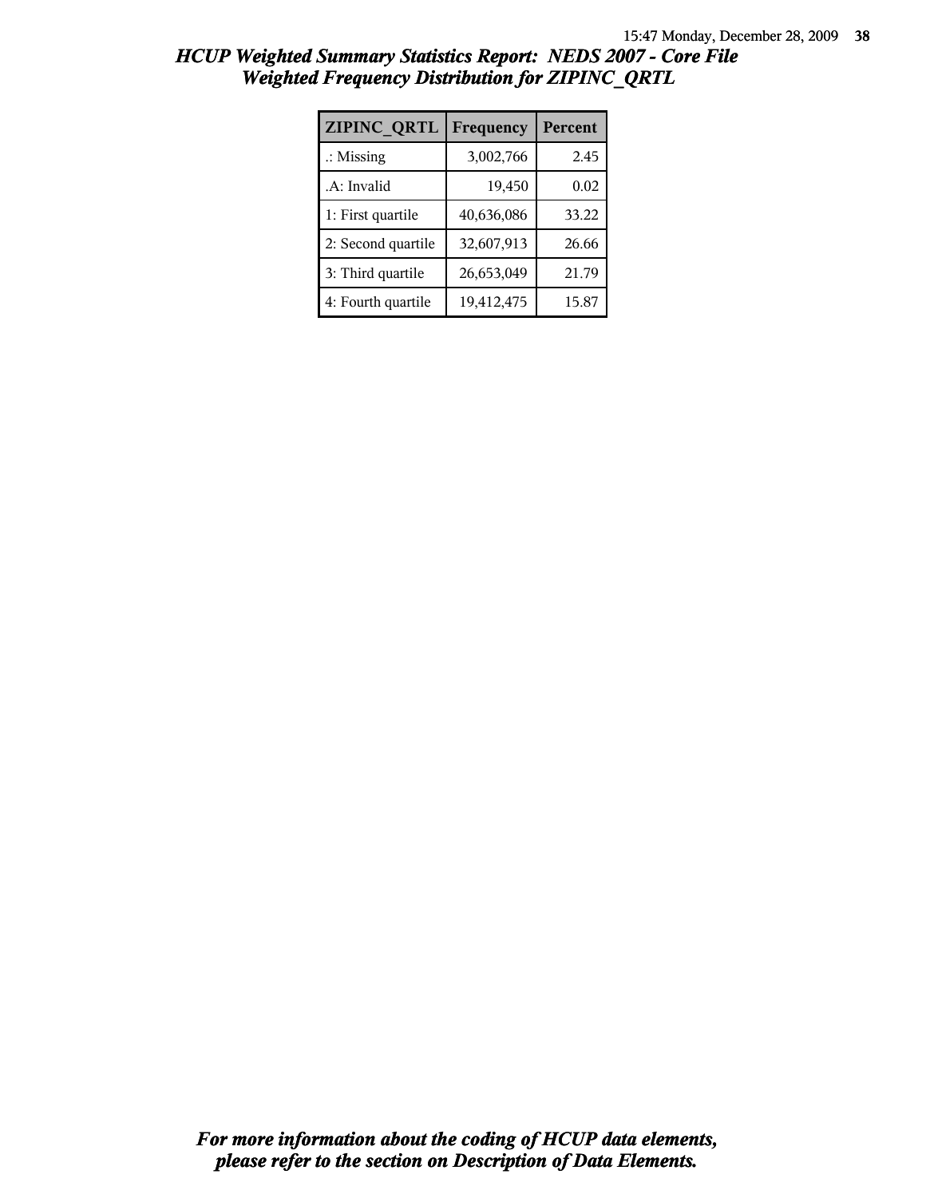# HCUP Weighted Summary Statistics Report: NEDS 2007 - Core File
## Weighted Frequency Distribution for ZIPINC_QRTL

| ZIPINC_QRTL | Frequency | Percent |
|---|---|---|
| .: Missing | 3,002,766 | 2.45 |
| .A: Invalid | 19,450 | 0.02 |
| 1: First quartile | 40,636,086 | 33.22 |
| 2: Second quartile | 32,607,913 | 26.66 |
| 3: Third quartile | 26,653,049 | 21.79 |
| 4: Fourth quartile | 19,412,475 | 15.87 |

***For more information about the coding of HCUP data elements, please refer to the section on Description of Data Elements.***